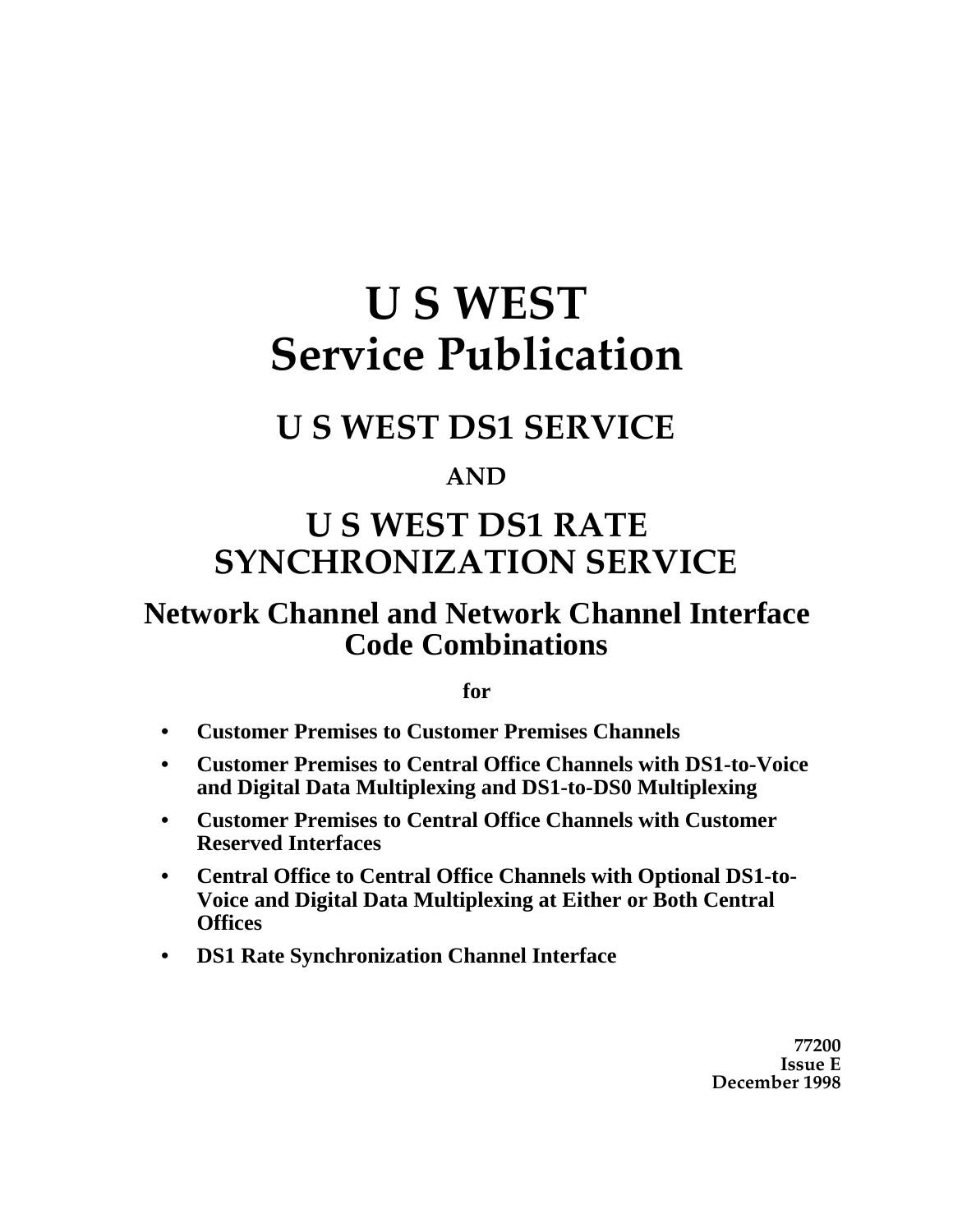# U S WEST
# Service Publication

## U S WEST DS1 SERVICE

**AND**

## U S WEST DS1 RATE SYNCHRONIZATION SERVICE

### Network Channel and Network Channel Interface Code Combinations

**for**

- **Customer Premises to Customer Premises Channels**
- **Customer Premises to Central Office Channels with DS1-to-Voice and Digital Data Multiplexing and DS1-to-DS0 Multiplexing**
- **Customer Premises to Central Office Channels with Customer Reserved Interfaces**
- **Central Office to Central Office Channels with Optional DS1-to-Voice and Digital Data Multiplexing at Either or Both Central Offices**
- **DS1 Rate Synchronization Channel Interface**

**77200**
**Issue E**
**December 1998**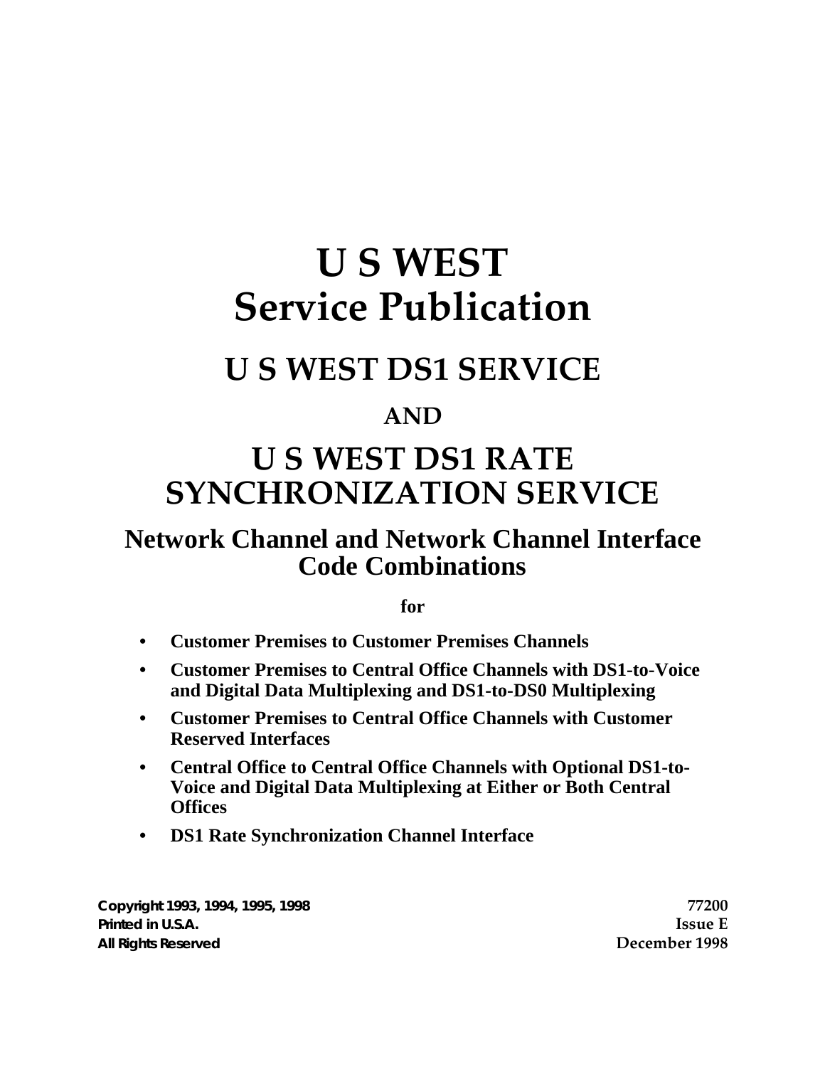# U S WEST Service Publication

## U S WEST DS1 SERVICE

### AND

## U S WEST DS1 RATE SYNCHRONIZATION SERVICE

### Network Channel and Network Channel Interface Code Combinations

**for**

- **Customer Premises to Customer Premises Channels**
- **Customer Premises to Central Office Channels with DS1-to-Voice and Digital Data Multiplexing and DS1-to-DS0 Multiplexing**
- **Customer Premises to Central Office Channels with Customer Reserved Interfaces**
- **Central Office to Central Office Channels with Optional DS1-to-Voice and Digital Data Multiplexing at Either or Both Central Offices**
- **DS1 Rate Synchronization Channel Interface**

Copyright 1993, 1994, 1995, 1998
Printed in U.S.A.
All Rights Reserved

77200
Issue E
December 1998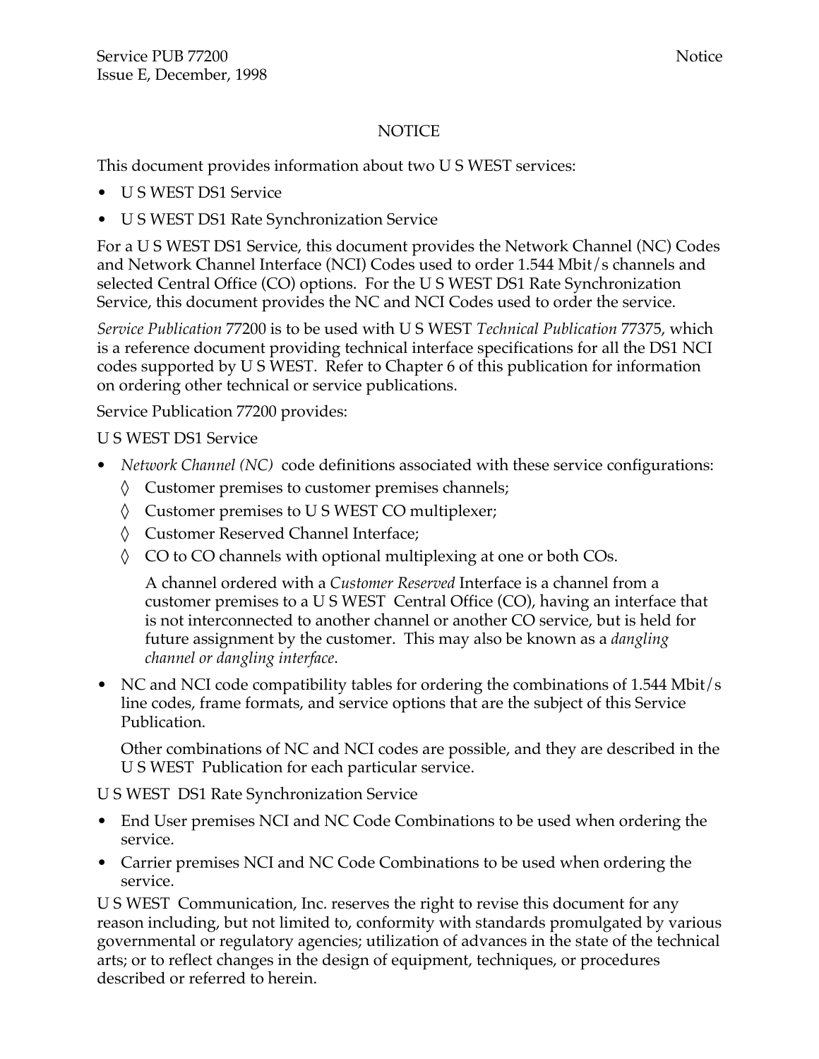# NOTICE

This document provides information about two U S WEST services:

- U S WEST DS1 Service
- U S WEST DS1 Rate Synchronization Service

For a U S WEST DS1 Service, this document provides the Network Channel (NC) Codes and Network Channel Interface (NCI) Codes used to order 1.544 Mbit/s channels and selected Central Office (CO) options. For the U S WEST DS1 Rate Synchronization Service, this document provides the NC and NCI Codes used to order the service.

*Service Publication* 77200 is to be used with U S WEST *Technical Publication* 77375, which is a reference document providing technical interface specifications for all the DS1 NCI codes supported by U S WEST. Refer to Chapter 6 of this publication for information on ordering other technical or service publications.

Service Publication 77200 provides:

U S WEST DS1 Service

- *Network Channel (NC)* code definitions associated with these service configurations:
  - ◊ Customer premises to customer premises channels;
  - ◊ Customer premises to U S WEST CO multiplexer;
  - ◊ Customer Reserved Channel Interface;
  - ◊ CO to CO channels with optional multiplexing at one or both COs.

    A channel ordered with a *Customer Reserved* Interface is a channel from a customer premises to a U S WEST Central Office (CO), having an interface that is not interconnected to another channel or another CO service, but is held for future assignment by the customer. This may also be known as a *dangling channel or dangling interface*.

- NC and NCI code compatibility tables for ordering the combinations of 1.544 Mbit/s line codes, frame formats, and service options that are the subject of this Service Publication.

  Other combinations of NC and NCI codes are possible, and they are described in the U S WEST Publication for each particular service.

U S WEST DS1 Rate Synchronization Service

- End User premises NCI and NC Code Combinations to be used when ordering the service.
- Carrier premises NCI and NC Code Combinations to be used when ordering the service.

U S WEST Communication, Inc. reserves the right to revise this document for any reason including, but not limited to, conformity with standards promulgated by various governmental or regulatory agencies; utilization of advances in the state of the technical arts; or to reflect changes in the design of equipment, techniques, or procedures described or referred to herein.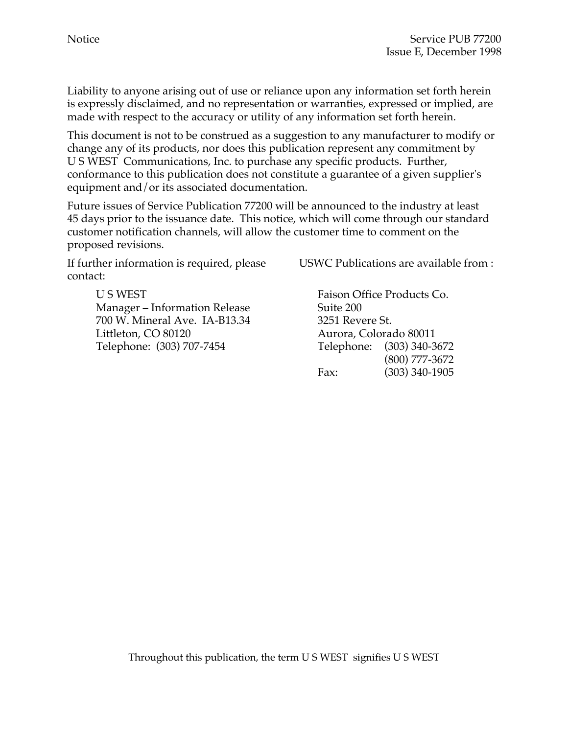Liability to anyone arising out of use or reliance upon any information set forth herein is expressly disclaimed, and no representation or warranties, expressed or implied, are made with respect to the accuracy or utility of any information set forth herein.

This document is not to be construed as a suggestion to any manufacturer to modify or change any of its products, nor does this publication represent any commitment by U S WEST Communications, Inc. to purchase any specific products. Further, conformance to this publication does not constitute a guarantee of a given supplier's equipment and/or its associated documentation.

Future issues of Service Publication 77200 will be announced to the industry at least 45 days prior to the issuance date. This notice, which will come through our standard customer notification channels, will allow the customer time to comment on the proposed revisions.

If further information is required, please contact:

U S WEST
Manager – Information Release
700 W. Mineral Ave. IA-B13.34
Littleton, CO 80120
Telephone: (303) 707-7454

USWC Publications are available from :

Faison Office Products Co.
Suite 200
3251 Revere St.
Aurora, Colorado 80011
Telephone: (303) 340-3672
(800) 777-3672
Fax: (303) 340-1905

Throughout this publication, the term U S WEST signifies U S WEST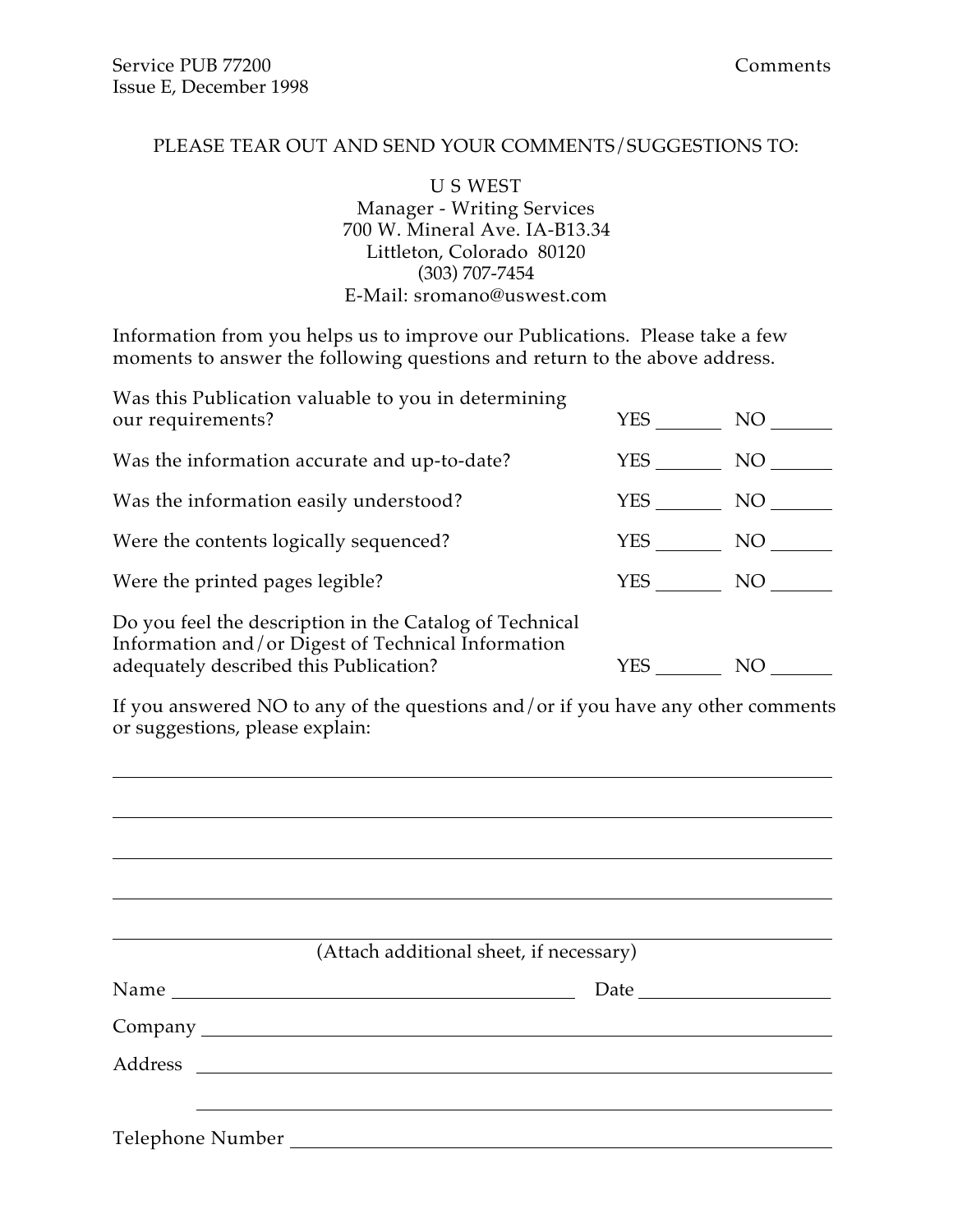PLEASE TEAR OUT AND SEND YOUR COMMENTS/SUGGESTIONS TO:

U S WEST
Manager - Writing Services
700 W. Mineral Ave. IA-B13.34
Littleton, Colorado 80120
(303) 707-7454
E-Mail: sromano@uswest.com

Information from you helps us to improve our Publications. Please take a few moments to answer the following questions and return to the above address.

| | | |
|---|---|---|
| Was this Publication valuable to you in determining our requirements? | YES ______ | NO ______ |
| Was the information accurate and up-to-date? | YES ______ | NO ______ |
| Was the information easily understood? | YES ______ | NO ______ |
| Were the contents logically sequenced? | YES ______ | NO ______ |
| Were the printed pages legible? | YES ______ | NO ______ |
| Do you feel the description in the Catalog of Technical Information and/or Digest of Technical Information adequately described this Publication? | YES ______ | NO ______ |

If you answered NO to any of the questions and/or if you have any other comments or suggestions, please explain:

______________________________________________________________

______________________________________________________________

______________________________________________________________

______________________________________________________________

______________________________________________________________

(Attach additional sheet, if necessary)

Name ________________________________ Date ______________

Company ______________________________________________

Address ______________________________________________

______________________________________________

Telephone Number ______________________________________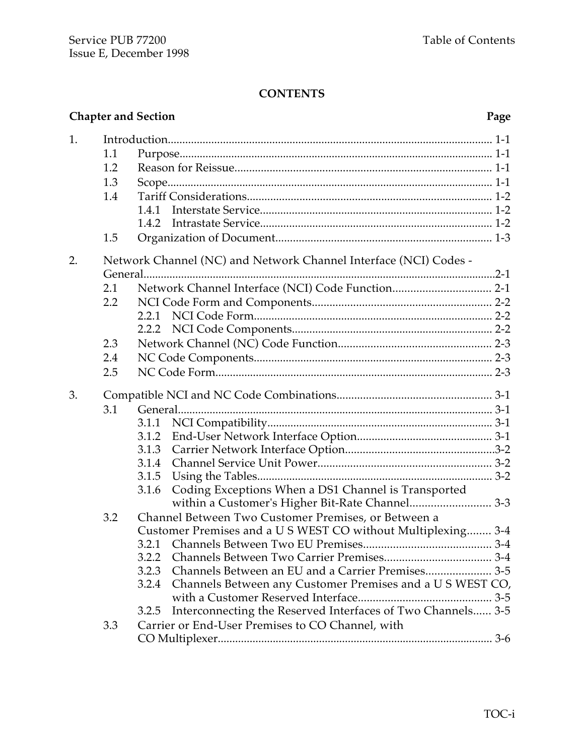## CONTENTS

| Chapter and Section | | | Page |
|---|---|---|---|
| 1. | Introduction | | 1-1 |
| | 1.1 | Purpose | 1-1 |
| | 1.2 | Reason for Reissue | 1-1 |
| | 1.3 | Scope | 1-1 |
| | 1.4 | Tariff Considerations | 1-2 |
| | | 1.4.1 Interstate Service | 1-2 |
| | | 1.4.2 Intrastate Service | 1-2 |
| | 1.5 | Organization of Document | 1-3 |
| 2. | Network Channel (NC) and Network Channel Interface (NCI) Codes - General | | 2-1 |
| | 2.1 | Network Channel Interface (NCI) Code Function | 2-1 |
| | 2.2 | NCI Code Form and Components | 2-2 |
| | | 2.2.1 NCI Code Form | 2-2 |
| | | 2.2.2 NCI Code Components | 2-2 |
| | 2.3 | Network Channel (NC) Code Function | 2-3 |
| | 2.4 | NC Code Components | 2-3 |
| | 2.5 | NC Code Form | 2-3 |
| 3. | Compatible NCI and NC Code Combinations | | 3-1 |
| | 3.1 | General | 3-1 |
| | | 3.1.1 NCI Compatibility | 3-1 |
| | | 3.1.2 End-User Network Interface Option | 3-1 |
| | | 3.1.3 Carrier Network Interface Option | 3-2 |
| | | 3.1.4 Channel Service Unit Power | 3-2 |
| | | 3.1.5 Using the Tables | 3-2 |
| | | 3.1.6 Coding Exceptions When a DS1 Channel is Transported within a Customer's Higher Bit-Rate Channel | 3-3 |
| | 3.2 | Channel Between Two Customer Premises, or Between a Customer Premises and a U S WEST CO without Multiplexing | 3-4 |
| | | 3.2.1 Channels Between Two EU Premises | 3-4 |
| | | 3.2.2 Channels Between Two Carrier Premises | 3-4 |
| | | 3.2.3 Channels Between an EU and a Carrier Premises | 3-5 |
| | | 3.2.4 Channels Between any Customer Premises and a U S WEST CO, with a Customer Reserved Interface | 3-5 |
| | | 3.2.5 Interconnecting the Reserved Interfaces of Two Channels | 3-5 |
| | 3.3 | Carrier or End-User Premises to CO Channel, with CO Multiplexer | 3-6 |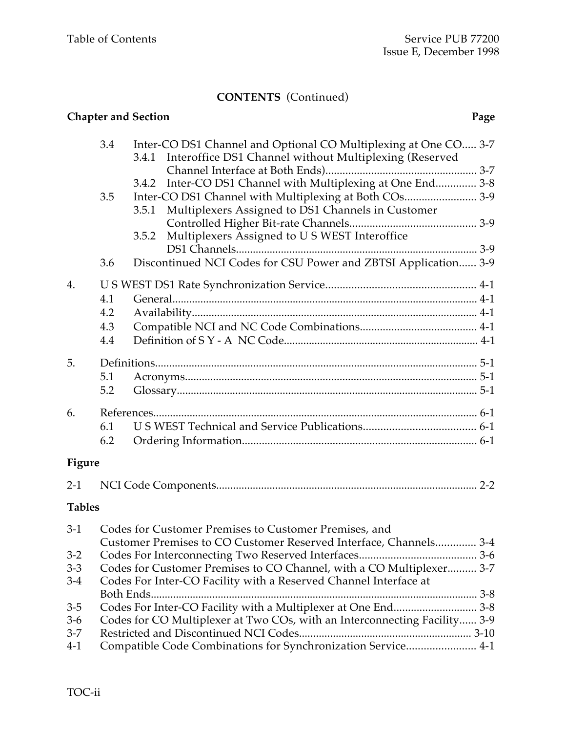## CONTENTS (Continued)

| Chapter and Section | | | Page |
|---|---|---|---|
| | 3.4 | Inter-CO DS1 Channel and Optional CO Multiplexing at One CO | 3-7 |
| | | 3.4.1 Interoffice DS1 Channel without Multiplexing (Reserved Channel Interface at Both Ends) | 3-7 |
| | | 3.4.2 Inter-CO DS1 Channel with Multiplexing at One End | 3-8 |
| | 3.5 | Inter-CO DS1 Channel with Multiplexing at Both COs | 3-9 |
| | | 3.5.1 Multiplexers Assigned to DS1 Channels in Customer Controlled Higher Bit-rate Channels | 3-9 |
| | | 3.5.2 Multiplexers Assigned to U S WEST Interoffice DS1 Channels | 3-9 |
| | 3.6 | Discontinued NCI Codes for CSU Power and ZBTSI Application | 3-9 |
| 4. | | U S WEST DS1 Rate Synchronization Service | 4-1 |
| | 4.1 | General | 4-1 |
| | 4.2 | Availability | 4-1 |
| | 4.3 | Compatible NCI and NC Code Combinations | 4-1 |
| | 4.4 | Definition of S Y - A NC Code | 4-1 |
| 5. | | Definitions | 5-1 |
| | 5.1 | Acronyms | 5-1 |
| | 5.2 | Glossary | 5-1 |
| 6. | | References | 6-1 |
| | 6.1 | U S WEST Technical and Service Publications | 6-1 |
| | 6.2 | Ordering Information | 6-1 |

**Figure**

| | | |
|---|---|---|
| 2-1 | NCI Code Components | 2-2 |

**Tables**

| | | |
|---|---|---|
| 3-1 | Codes for Customer Premises to Customer Premises, and Customer Premises to CO Customer Reserved Interface, Channels | 3-4 |
| 3-2 | Codes For Interconnecting Two Reserved Interfaces | 3-6 |
| 3-3 | Codes for Customer Premises to CO Channel, with a CO Multiplexer | 3-7 |
| 3-4 | Codes For Inter-CO Facility with a Reserved Channel Interface at Both Ends | 3-8 |
| 3-5 | Codes For Inter-CO Facility with a Multiplexer at One End | 3-8 |
| 3-6 | Codes for CO Multiplexer at Two COs, with an Interconnecting Facility | 3-9 |
| 3-7 | Restricted and Discontinued NCI Codes | 3-10 |
| 4-1 | Compatible Code Combinations for Synchronization Service | 4-1 |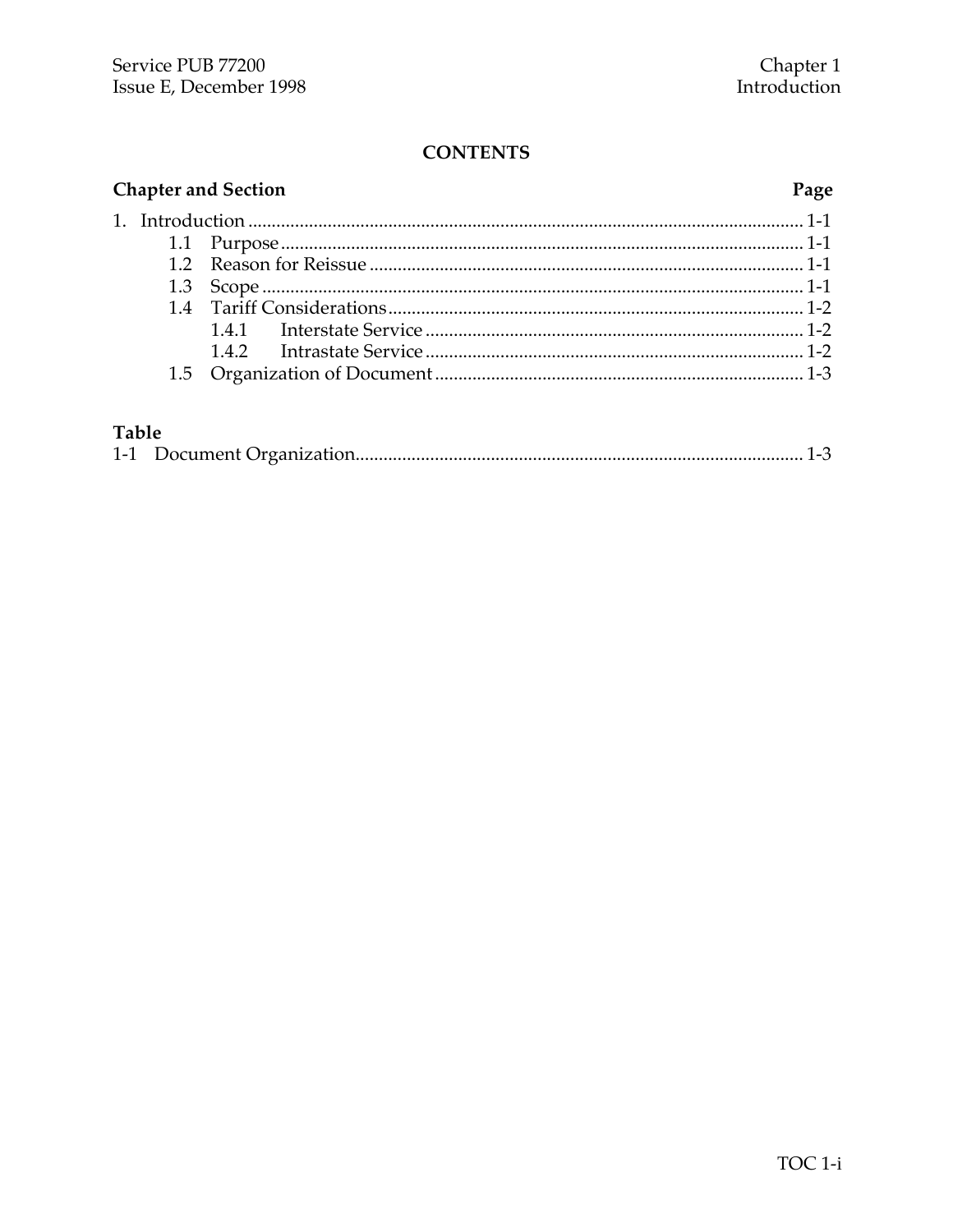## CONTENTS

| Chapter and Section | Page |
| --- | --- |
| 1. Introduction | 1-1 |
| 1.1 Purpose | 1-1 |
| 1.2 Reason for Reissue | 1-1 |
| 1.3 Scope | 1-1 |
| 1.4 Tariff Considerations | 1-2 |
| 1.4.1 Interstate Service | 1-2 |
| 1.4.2 Intrastate Service | 1-2 |
| 1.5 Organization of Document | 1-3 |

| Table | |
| --- | --- |
| 1-1 Document Organization | 1-3 |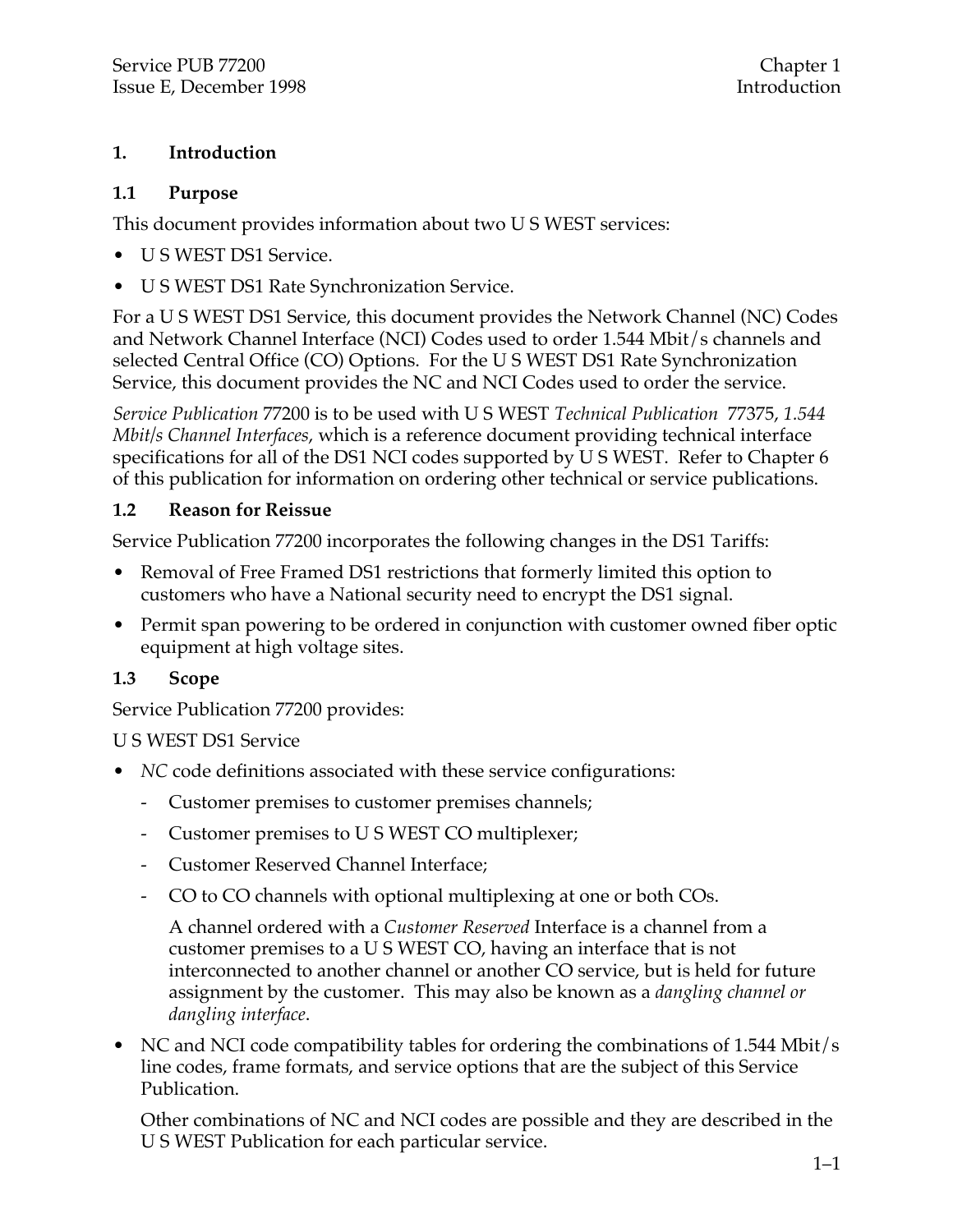# 1. Introduction

## 1.1 Purpose

This document provides information about two U S WEST services:

- U S WEST DS1 Service.
- U S WEST DS1 Rate Synchronization Service.

For a U S WEST DS1 Service, this document provides the Network Channel (NC) Codes and Network Channel Interface (NCI) Codes used to order 1.544 Mbit/s channels and selected Central Office (CO) Options. For the U S WEST DS1 Rate Synchronization Service, this document provides the NC and NCI Codes used to order the service.

*Service Publication* 77200 is to be used with U S WEST *Technical Publication* 77375, *1.544 Mbit/s Channel Interfaces*, which is a reference document providing technical interface specifications for all of the DS1 NCI codes supported by U S WEST. Refer to Chapter 6 of this publication for information on ordering other technical or service publications.

## 1.2 Reason for Reissue

Service Publication 77200 incorporates the following changes in the DS1 Tariffs:

- Removal of Free Framed DS1 restrictions that formerly limited this option to customers who have a National security need to encrypt the DS1 signal.
- Permit span powering to be ordered in conjunction with customer owned fiber optic equipment at high voltage sites.

## 1.3 Scope

Service Publication 77200 provides:

U S WEST DS1 Service

- *NC* code definitions associated with these service configurations:
  - Customer premises to customer premises channels;
  - Customer premises to U S WEST CO multiplexer;
  - Customer Reserved Channel Interface;
  - CO to CO channels with optional multiplexing at one or both COs.

    A channel ordered with a *Customer Reserved* Interface is a channel from a customer premises to a U S WEST CO, having an interface that is not interconnected to another channel or another CO service, but is held for future assignment by the customer. This may also be known as a *dangling channel or dangling interface*.

- NC and NCI code compatibility tables for ordering the combinations of 1.544 Mbit/s line codes, frame formats, and service options that are the subject of this Service Publication.

  Other combinations of NC and NCI codes are possible and they are described in the U S WEST Publication for each particular service.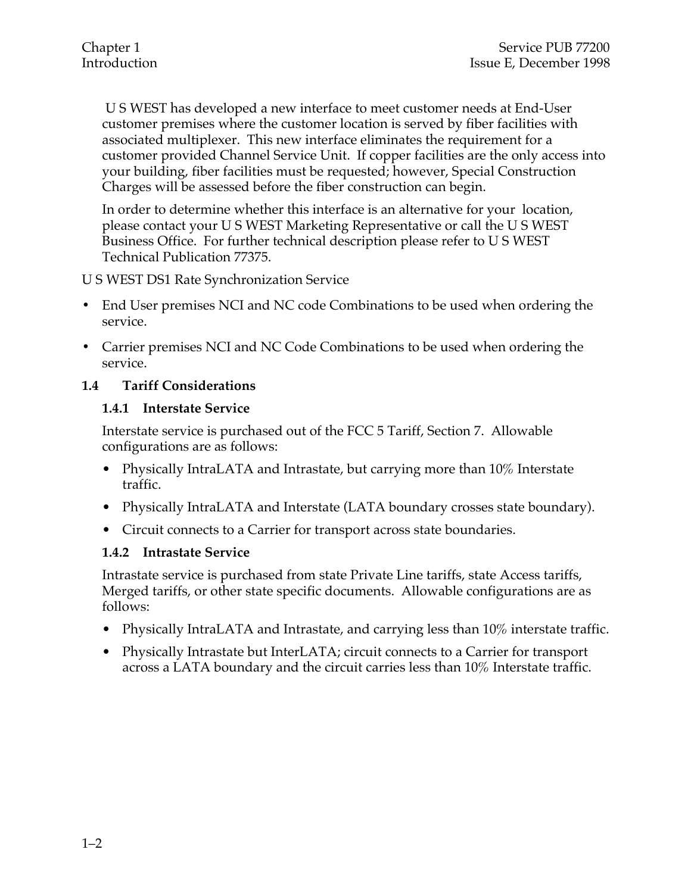U S WEST has developed a new interface to meet customer needs at End-User customer premises where the customer location is served by fiber facilities with associated multiplexer. This new interface eliminates the requirement for a customer provided Channel Service Unit. If copper facilities are the only access into your building, fiber facilities must be requested; however, Special Construction Charges will be assessed before the fiber construction can begin.

In order to determine whether this interface is an alternative for your location, please contact your U S WEST Marketing Representative or call the U S WEST Business Office. For further technical description please refer to U S WEST Technical Publication 77375.

U S WEST DS1 Rate Synchronization Service

- End User premises NCI and NC code Combinations to be used when ordering the service.
- Carrier premises NCI and NC Code Combinations to be used when ordering the service.

## 1.4 Tariff Considerations

### 1.4.1 Interstate Service

Interstate service is purchased out of the FCC 5 Tariff, Section 7. Allowable configurations are as follows:

- Physically IntraLATA and Intrastate, but carrying more than 10% Interstate traffic.
- Physically IntraLATA and Interstate (LATA boundary crosses state boundary).
- Circuit connects to a Carrier for transport across state boundaries.

### 1.4.2 Intrastate Service

Intrastate service is purchased from state Private Line tariffs, state Access tariffs, Merged tariffs, or other state specific documents. Allowable configurations are as follows:

- Physically IntraLATA and Intrastate, and carrying less than 10% interstate traffic.
- Physically Intrastate but InterLATA; circuit connects to a Carrier for transport across a LATA boundary and the circuit carries less than 10% Interstate traffic.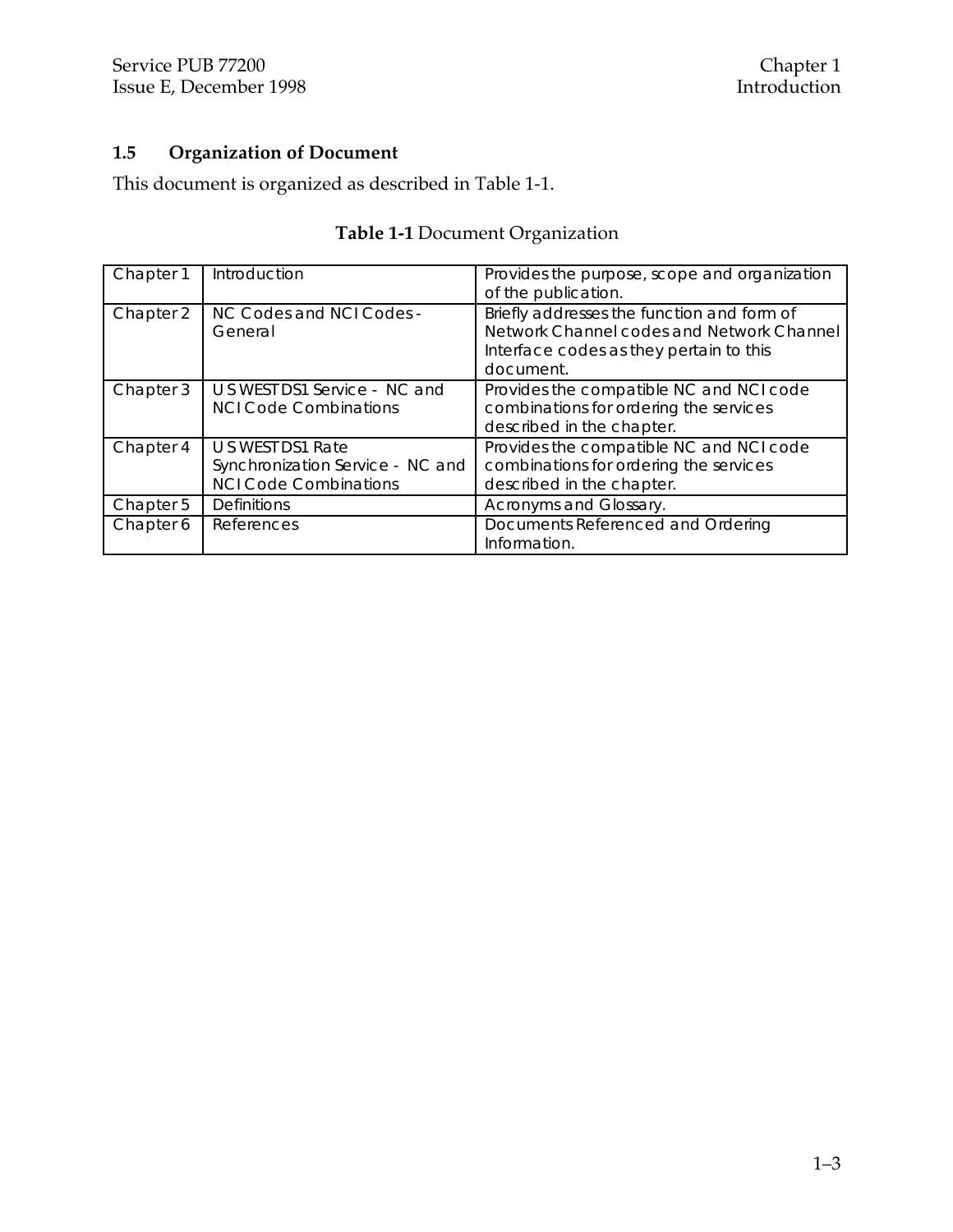## 1.5 Organization of Document

This document is organized as described in Table 1-1.

**Table 1-1** Document Organization

| | | |
|---|---|---|
| Chapter 1 | Introduction | Provides the purpose, scope and organization of the publication. |
| Chapter 2 | NC Codes and NCI Codes - General | Briefly addresses the function and form of Network Channel codes and Network Channel Interface codes as they pertain to this document. |
| Chapter 3 | U S WEST DS1 Service - NC and NCI Code Combinations | Provides the compatible NC and NCI code combinations for ordering the services described in the chapter. |
| Chapter 4 | U S WEST DS1 Rate Synchronization Service - NC and NCI Code Combinations | Provides the compatible NC and NCI code combinations for ordering the services described in the chapter. |
| Chapter 5 | Definitions | Acronyms and Glossary. |
| Chapter 6 | References | Documents Referenced and Ordering Information. |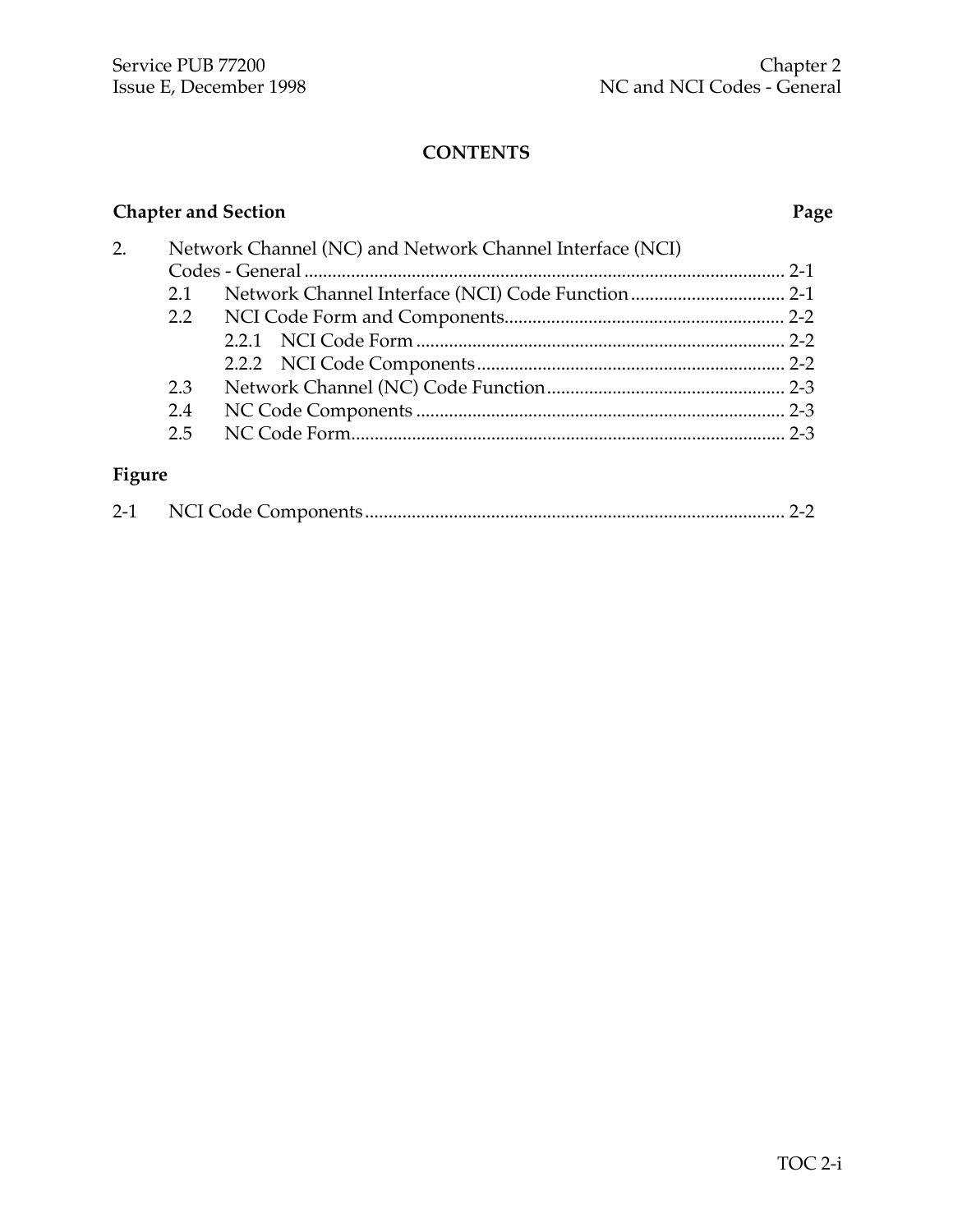# CONTENTS

**Chapter and Section** **Page**

2. Network Channel (NC) and Network Channel Interface (NCI) Codes - General ........ 2-1
   - 2.1 Network Channel Interface (NCI) Code Function ........ 2-1
   - 2.2 NCI Code Form and Components ........ 2-2
     - 2.2.1 NCI Code Form ........ 2-2
     - 2.2.2 NCI Code Components ........ 2-2
   - 2.3 Network Channel (NC) Code Function ........ 2-3
   - 2.4 NC Code Components ........ 2-3
   - 2.5 NC Code Form ........ 2-3

**Figure**

2-1 NCI Code Components ........ 2-2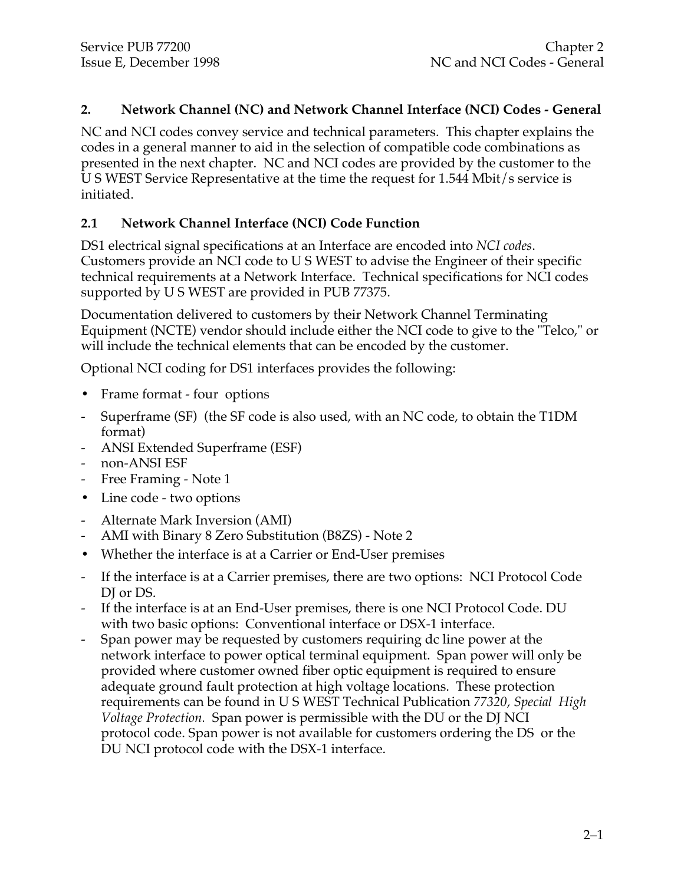## 2. Network Channel (NC) and Network Channel Interface (NCI) Codes - General

NC and NCI codes convey service and technical parameters. This chapter explains the codes in a general manner to aid in the selection of compatible code combinations as presented in the next chapter. NC and NCI codes are provided by the customer to the U S WEST Service Representative at the time the request for 1.544 Mbit/s service is initiated.

### 2.1 Network Channel Interface (NCI) Code Function

DS1 electrical signal specifications at an Interface are encoded into *NCI codes*. Customers provide an NCI code to U S WEST to advise the Engineer of their specific technical requirements at a Network Interface. Technical specifications for NCI codes supported by U S WEST are provided in PUB 77375.

Documentation delivered to customers by their Network Channel Terminating Equipment (NCTE) vendor should include either the NCI code to give to the "Telco," or will include the technical elements that can be encoded by the customer.

Optional NCI coding for DS1 interfaces provides the following:

- Frame format - four options
  - Superframe (SF) (the SF code is also used, with an NC code, to obtain the T1DM format)
  - ANSI Extended Superframe (ESF)
  - non-ANSI ESF
  - Free Framing - Note 1
- Line code - two options
  - Alternate Mark Inversion (AMI)
  - AMI with Binary 8 Zero Substitution (B8ZS) - Note 2
- Whether the interface is at a Carrier or End-User premises
  - If the interface is at a Carrier premises, there are two options: NCI Protocol Code DJ or DS.
  - If the interface is at an End-User premises, there is one NCI Protocol Code. DU with two basic options: Conventional interface or DSX-1 interface.
  - Span power may be requested by customers requiring dc line power at the network interface to power optical terminal equipment. Span power will only be provided where customer owned fiber optic equipment is required to ensure adequate ground fault protection at high voltage locations. These protection requirements can be found in U S WEST Technical Publication *77320, Special High Voltage Protection.* Span power is permissible with the DU or the DJ NCI protocol code. Span power is not available for customers ordering the DS or the DU NCI protocol code with the DSX-1 interface.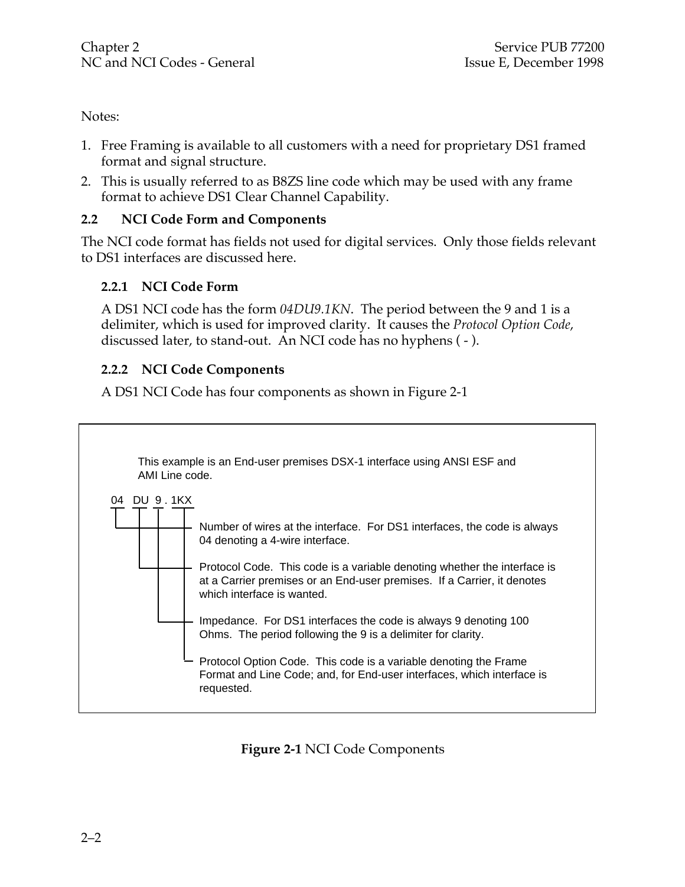Notes:

1. Free Framing is available to all customers with a need for proprietary DS1 framed format and signal structure.
2. This is usually referred to as B8ZS line code which may be used with any frame format to achieve DS1 Clear Channel Capability.

## 2.2 NCI Code Form and Components

The NCI code format has fields not used for digital services. Only those fields relevant to DS1 interfaces are discussed here.

### 2.2.1 NCI Code Form

A DS1 NCI code has the form *04DU9.1KN*. The period between the 9 and 1 is a delimiter, which is used for improved clarity. It causes the *Protocol Option Code*, discussed later, to stand-out. An NCI code has no hyphens ( - ).

### 2.2.2 NCI Code Components

A DS1 NCI Code has four components as shown in Figure 2-1

This example is an End-user premises DSX-1 interface using ANSI ESF and AMI Line code.

```
04   DU  9 . 1KX
```

- **04** — Number of wires at the interface. For DS1 interfaces, the code is always 04 denoting a 4-wire interface.
- **DU** — Protocol Code. This code is a variable denoting whether the interface is at a Carrier premises or an End-user premises. If a Carrier, it denotes which interface is wanted.
- **9** — Impedance. For DS1 interfaces the code is always 9 denoting 100 Ohms. The period following the 9 is a delimiter for clarity.
- **1KX** — Protocol Option Code. This code is a variable denoting the Frame Format and Line Code; and, for End-user interfaces, which interface is requested.

**Figure 2-1** NCI Code Components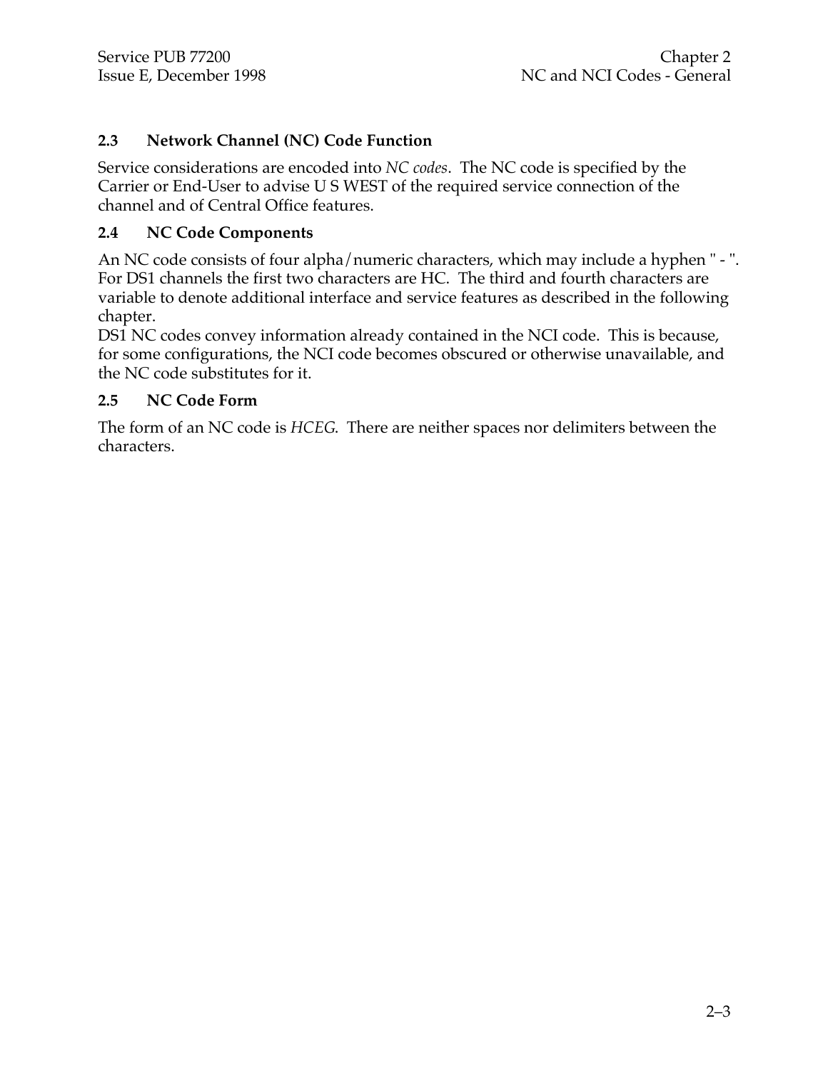## 2.3 Network Channel (NC) Code Function

Service considerations are encoded into *NC codes*. The NC code is specified by the Carrier or End-User to advise U S WEST of the required service connection of the channel and of Central Office features.

## 2.4 NC Code Components

An NC code consists of four alpha/numeric characters, which may include a hyphen " - ". For DS1 channels the first two characters are HC. The third and fourth characters are variable to denote additional interface and service features as described in the following chapter.

DS1 NC codes convey information already contained in the NCI code. This is because, for some configurations, the NCI code becomes obscured or otherwise unavailable, and the NC code substitutes for it.

## 2.5 NC Code Form

The form of an NC code is *HCEG*. There are neither spaces nor delimiters between the characters.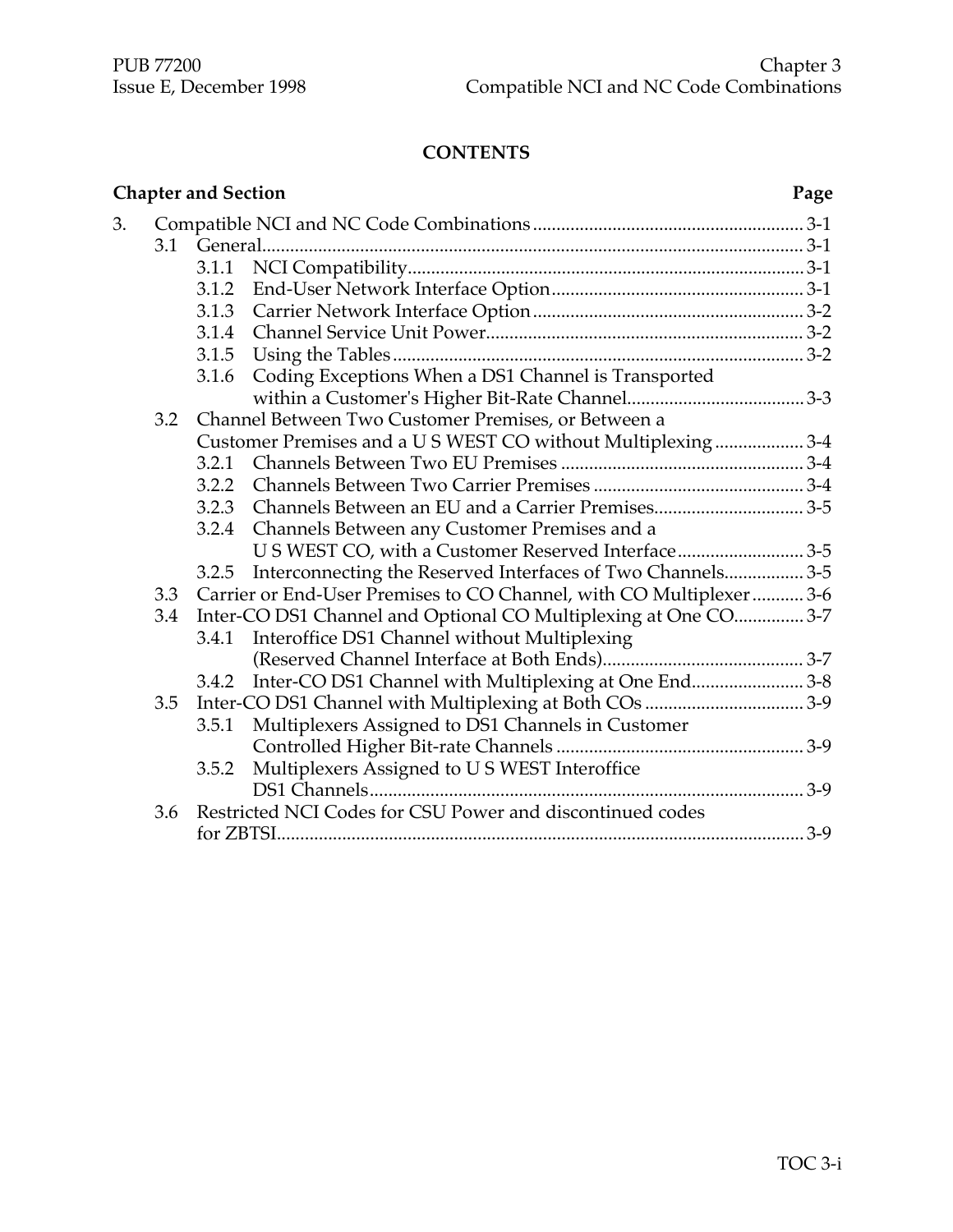# CONTENTS

| Chapter and Section | Page |
|---|---|
| 3. Compatible NCI and NC Code Combinations | 3-1 |
| 3.1 General | 3-1 |
| 3.1.1 NCI Compatibility | 3-1 |
| 3.1.2 End-User Network Interface Option | 3-1 |
| 3.1.3 Carrier Network Interface Option | 3-2 |
| 3.1.4 Channel Service Unit Power | 3-2 |
| 3.1.5 Using the Tables | 3-2 |
| 3.1.6 Coding Exceptions When a DS1 Channel is Transported within a Customer's Higher Bit-Rate Channel | 3-3 |
| 3.2 Channel Between Two Customer Premises, or Between a Customer Premises and a U S WEST CO without Multiplexing | 3-4 |
| 3.2.1 Channels Between Two EU Premises | 3-4 |
| 3.2.2 Channels Between Two Carrier Premises | 3-4 |
| 3.2.3 Channels Between an EU and a Carrier Premises | 3-5 |
| 3.2.4 Channels Between any Customer Premises and a U S WEST CO, with a Customer Reserved Interface | 3-5 |
| 3.2.5 Interconnecting the Reserved Interfaces of Two Channels | 3-5 |
| 3.3 Carrier or End-User Premises to CO Channel, with CO Multiplexer | 3-6 |
| 3.4 Inter-CO DS1 Channel and Optional CO Multiplexing at One CO | 3-7 |
| 3.4.1 Interoffice DS1 Channel without Multiplexing (Reserved Channel Interface at Both Ends) | 3-7 |
| 3.4.2 Inter-CO DS1 Channel with Multiplexing at One End | 3-8 |
| 3.5 Inter-CO DS1 Channel with Multiplexing at Both COs | 3-9 |
| 3.5.1 Multiplexers Assigned to DS1 Channels in Customer Controlled Higher Bit-rate Channels | 3-9 |
| 3.5.2 Multiplexers Assigned to U S WEST Interoffice DS1 Channels | 3-9 |
| 3.6 Restricted NCI Codes for CSU Power and discontinued codes for ZBTSI | 3-9 |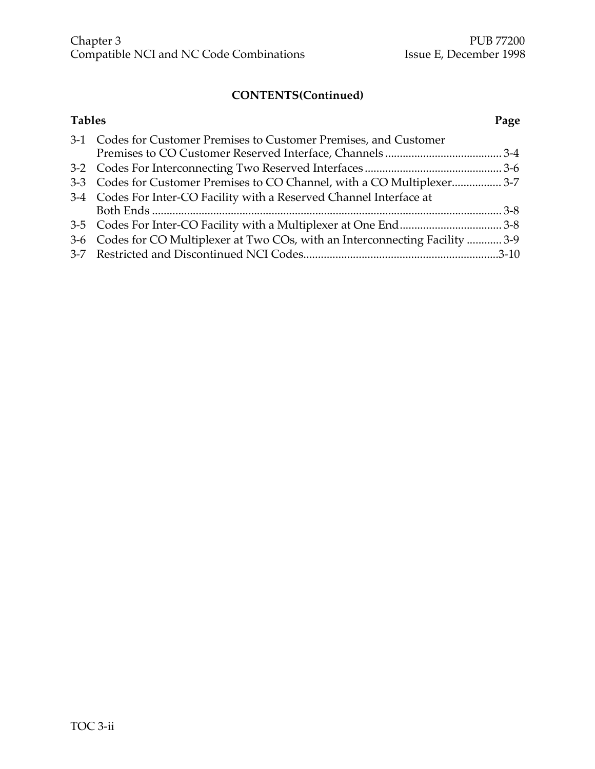**CONTENTS(Continued)**

| Tables | | Page |
|---|---|---|
| 3-1 | Codes for Customer Premises to Customer Premises, and Customer Premises to CO Customer Reserved Interface, Channels | 3-4 |
| 3-2 | Codes For Interconnecting Two Reserved Interfaces | 3-6 |
| 3-3 | Codes for Customer Premises to CO Channel, with a CO Multiplexer | 3-7 |
| 3-4 | Codes For Inter-CO Facility with a Reserved Channel Interface at Both Ends | 3-8 |
| 3-5 | Codes For Inter-CO Facility with a Multiplexer at One End | 3-8 |
| 3-6 | Codes for CO Multiplexer at Two COs, with an Interconnecting Facility | 3-9 |
| 3-7 | Restricted and Discontinued NCI Codes | 3-10 |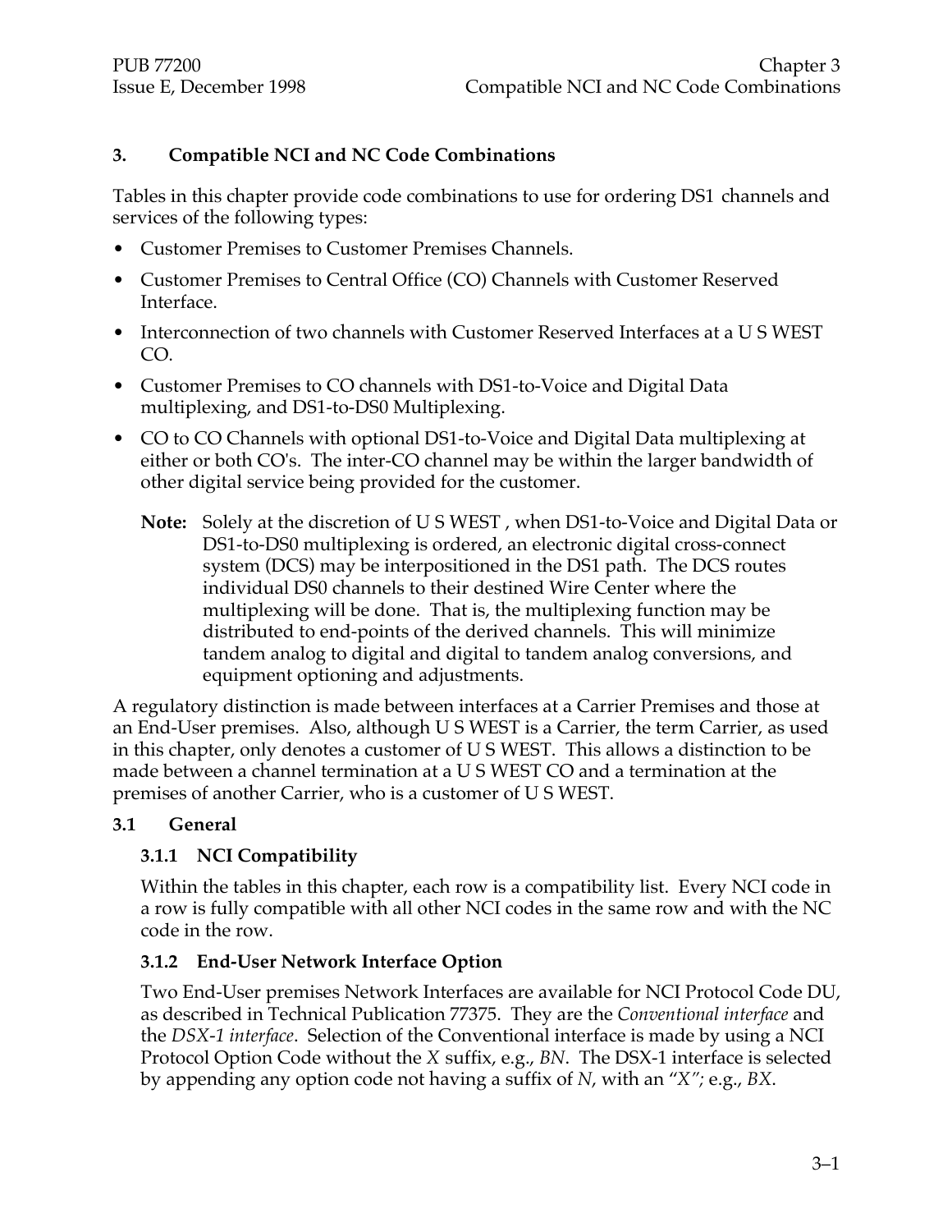# 3. Compatible NCI and NC Code Combinations

Tables in this chapter provide code combinations to use for ordering DS1 channels and services of the following types:

- Customer Premises to Customer Premises Channels.
- Customer Premises to Central Office (CO) Channels with Customer Reserved Interface.
- Interconnection of two channels with Customer Reserved Interfaces at a U S WEST CO.
- Customer Premises to CO channels with DS1-to-Voice and Digital Data multiplexing, and DS1-to-DS0 Multiplexing.
- CO to CO Channels with optional DS1-to-Voice and Digital Data multiplexing at either or both CO's. The inter-CO channel may be within the larger bandwidth of other digital service being provided for the customer.

  **Note:** Solely at the discretion of U S WEST , when DS1-to-Voice and Digital Data or DS1-to-DS0 multiplexing is ordered, an electronic digital cross-connect system (DCS) may be interpositioned in the DS1 path. The DCS routes individual DS0 channels to their destined Wire Center where the multiplexing will be done. That is, the multiplexing function may be distributed to end-points of the derived channels. This will minimize tandem analog to digital and digital to tandem analog conversions, and equipment optioning and adjustments.

A regulatory distinction is made between interfaces at a Carrier Premises and those at an End-User premises. Also, although U S WEST is a Carrier, the term Carrier, as used in this chapter, only denotes a customer of U S WEST. This allows a distinction to be made between a channel termination at a U S WEST CO and a termination at the premises of another Carrier, who is a customer of U S WEST.

## 3.1 General

### 3.1.1 NCI Compatibility

Within the tables in this chapter, each row is a compatibility list. Every NCI code in a row is fully compatible with all other NCI codes in the same row and with the NC code in the row.

### 3.1.2 End-User Network Interface Option

Two End-User premises Network Interfaces are available for NCI Protocol Code DU, as described in Technical Publication 77375. They are the *Conventional interface* and the *DSX-1 interface*. Selection of the Conventional interface is made by using a NCI Protocol Option Code without the *X* suffix, e.g., *BN*. The DSX-1 interface is selected by appending any option code not having a suffix of *N*, with an "*X"*; e.g., *BX*.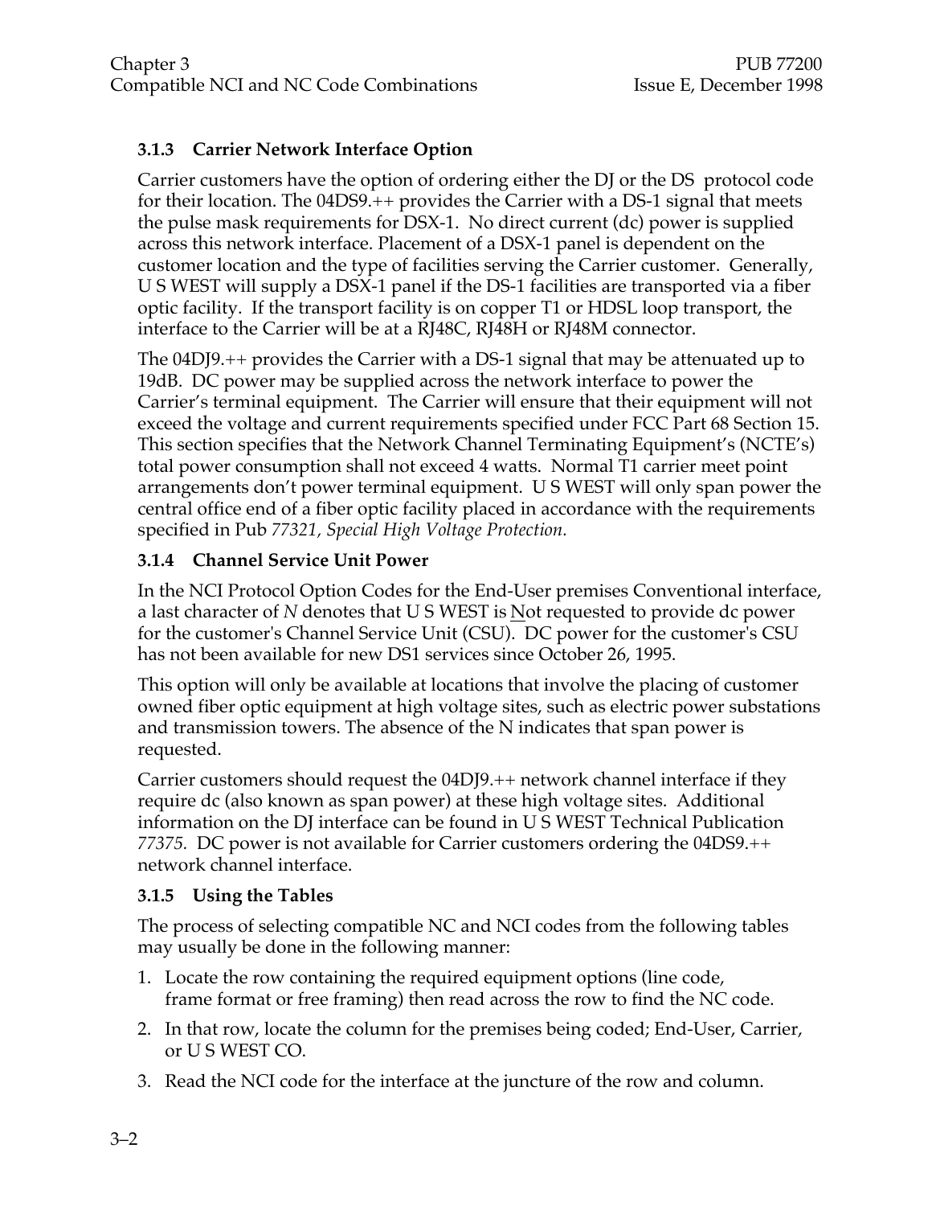### 3.1.3 Carrier Network Interface Option

Carrier customers have the option of ordering either the DJ or the DS protocol code for their location. The 04DS9.++ provides the Carrier with a DS-1 signal that meets the pulse mask requirements for DSX-1. No direct current (dc) power is supplied across this network interface. Placement of a DSX-1 panel is dependent on the customer location and the type of facilities serving the Carrier customer. Generally, U S WEST will supply a DSX-1 panel if the DS-1 facilities are transported via a fiber optic facility. If the transport facility is on copper T1 or HDSL loop transport, the interface to the Carrier will be at a RJ48C, RJ48H or RJ48M connector.

The 04DJ9.++ provides the Carrier with a DS-1 signal that may be attenuated up to 19dB. DC power may be supplied across the network interface to power the Carrier's terminal equipment. The Carrier will ensure that their equipment will not exceed the voltage and current requirements specified under FCC Part 68 Section 15. This section specifies that the Network Channel Terminating Equipment's (NCTE's) total power consumption shall not exceed 4 watts. Normal T1 carrier meet point arrangements don't power terminal equipment. U S WEST will only span power the central office end of a fiber optic facility placed in accordance with the requirements specified in Pub *77321, Special High Voltage Protection.*

### 3.1.4 Channel Service Unit Power

In the NCI Protocol Option Codes for the End-User premises Conventional interface, a last character of *N* denotes that U S WEST is Not requested to provide dc power for the customer's Channel Service Unit (CSU). DC power for the customer's CSU has not been available for new DS1 services since October 26, 1995.

This option will only be available at locations that involve the placing of customer owned fiber optic equipment at high voltage sites, such as electric power substations and transmission towers. The absence of the N indicates that span power is requested.

Carrier customers should request the 04DJ9.++ network channel interface if they require dc (also known as span power) at these high voltage sites. Additional information on the DJ interface can be found in U S WEST Technical Publication *77375.* DC power is not available for Carrier customers ordering the 04DS9.++ network channel interface.

### 3.1.5 Using the Tables

The process of selecting compatible NC and NCI codes from the following tables may usually be done in the following manner:

1. Locate the row containing the required equipment options (line code, frame format or free framing) then read across the row to find the NC code.
2. In that row, locate the column for the premises being coded; End-User, Carrier, or U S WEST CO.
3. Read the NCI code for the interface at the juncture of the row and column.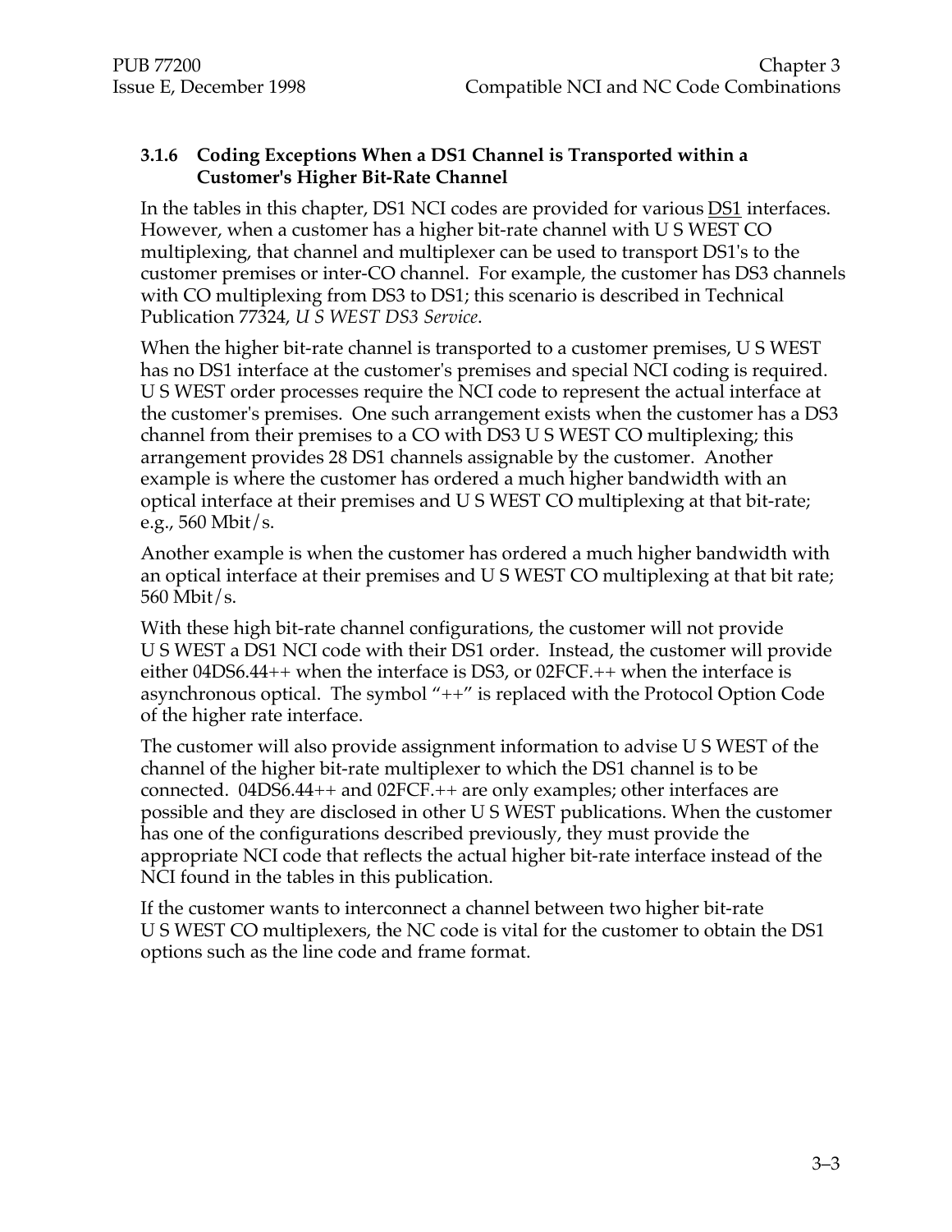### 3.1.6 Coding Exceptions When a DS1 Channel is Transported within a Customer's Higher Bit-Rate Channel

In the tables in this chapter, DS1 NCI codes are provided for various DS1 interfaces. However, when a customer has a higher bit-rate channel with U S WEST CO multiplexing, that channel and multiplexer can be used to transport DS1's to the customer premises or inter-CO channel. For example, the customer has DS3 channels with CO multiplexing from DS3 to DS1; this scenario is described in Technical Publication 77324, *U S WEST DS3 Service*.

When the higher bit-rate channel is transported to a customer premises, U S WEST has no DS1 interface at the customer's premises and special NCI coding is required. U S WEST order processes require the NCI code to represent the actual interface at the customer's premises. One such arrangement exists when the customer has a DS3 channel from their premises to a CO with DS3 U S WEST CO multiplexing; this arrangement provides 28 DS1 channels assignable by the customer. Another example is where the customer has ordered a much higher bandwidth with an optical interface at their premises and U S WEST CO multiplexing at that bit-rate; e.g., 560 Mbit/s.

Another example is when the customer has ordered a much higher bandwidth with an optical interface at their premises and U S WEST CO multiplexing at that bit rate; 560 Mbit/s.

With these high bit-rate channel configurations, the customer will not provide U S WEST a DS1 NCI code with their DS1 order. Instead, the customer will provide either 04DS6.44++ when the interface is DS3, or 02FCF.++ when the interface is asynchronous optical. The symbol "++" is replaced with the Protocol Option Code of the higher rate interface.

The customer will also provide assignment information to advise U S WEST of the channel of the higher bit-rate multiplexer to which the DS1 channel is to be connected. 04DS6.44++ and 02FCF.++ are only examples; other interfaces are possible and they are disclosed in other U S WEST publications. When the customer has one of the configurations described previously, they must provide the appropriate NCI code that reflects the actual higher bit-rate interface instead of the NCI found in the tables in this publication.

If the customer wants to interconnect a channel between two higher bit-rate U S WEST CO multiplexers, the NC code is vital for the customer to obtain the DS1 options such as the line code and frame format.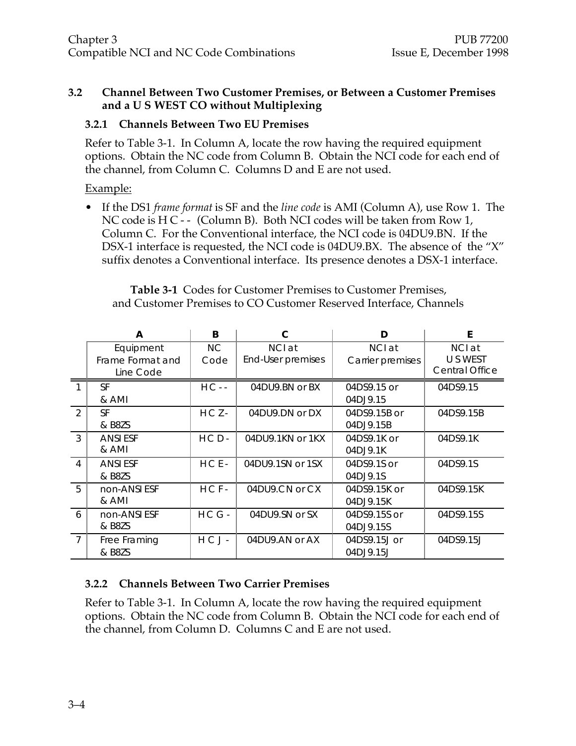### 3.2 Channel Between Two Customer Premises, or Between a Customer Premises and a U S WEST CO without Multiplexing

#### 3.2.1 Channels Between Two EU Premises

Refer to Table 3-1. In Column A, locate the row having the required equipment options. Obtain the NC code from Column B. Obtain the NCI code for each end of the channel, from Column C. Columns D and E are not used.

Example:

- If the DS1 *frame format* is SF and the *line code* is AMI (Column A), use Row 1. The NC code is H C - - (Column B). Both NCI codes will be taken from Row 1, Column C. For the Conventional interface, the NCI code is 04DU9.BN. If the DSX-1 interface is requested, the NCI code is 04DU9.BX. The absence of the "X" suffix denotes a Conventional interface. Its presence denotes a DSX-1 interface.

**Table 3-1** Codes for Customer Premises to Customer Premises, and Customer Premises to CO Customer Reserved Interface, Channels

| | A | B | C | D | E |
|---|---|---|---|---|---|
| | Equipment Frame Format and Line Code | NC Code | NCI at End-User premises | NCI at Carrier premises | NCI at U S WEST Central Office |
| 1 | SF & AMI | H C - - | 04DU9.BN or BX | 04DS9.15 or 04DJ9.15 | 04DS9.15 |
| 2 | SF & B8ZS | H C Z- | 04DU9.DN or DX | 04DS9.15B or 04DJ9.15B | 04DS9.15B |
| 3 | ANSI ESF & AMI | H C D - | 04DU9.1KN or 1KX | 04DS9.1K or 04DJ9.1K | 04DS9.1K |
| 4 | ANSI ESF & B8ZS | H C E - | 04DU9.1SN or 1SX | 04DS9.1S or 04DJ9.1S | 04DS9.1S |
| 5 | non-ANSI ESF & AMI | H C F - | 04DU9.CN or CX | 04DS9.15K or 04DJ9.15K | 04DS9.15K |
| 6 | non-ANSI ESF & B8ZS | H C G - | 04DU9.SN or SX | 04DS9.15S or 04DJ9.15S | 04DS9.15S |
| 7 | Free Framing & B8ZS | H C J - | 04DU9.AN or AX | 04DS9.15J or 04DJ9.15J | 04DS9.15J |

#### 3.2.2 Channels Between Two Carrier Premises

Refer to Table 3-1. In Column A, locate the row having the required equipment options. Obtain the NC code from Column B. Obtain the NCI code for each end of the channel, from Column D. Columns C and E are not used.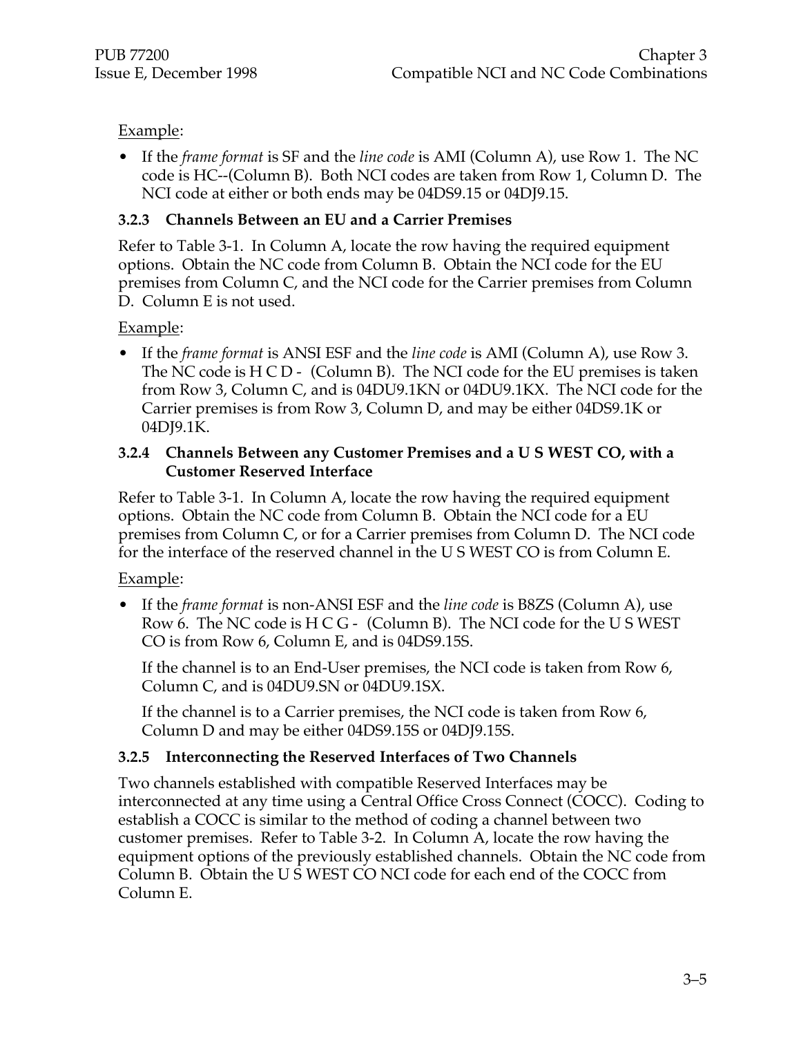Example:

- If the *frame format* is SF and the *line code* is AMI (Column A), use Row 1. The NC code is HC--(Column B). Both NCI codes are taken from Row 1, Column D. The NCI code at either or both ends may be 04DS9.15 or 04DJ9.15.

### 3.2.3 Channels Between an EU and a Carrier Premises

Refer to Table 3-1. In Column A, locate the row having the required equipment options. Obtain the NC code from Column B. Obtain the NCI code for the EU premises from Column C, and the NCI code for the Carrier premises from Column D. Column E is not used.

Example:

- If the *frame format* is ANSI ESF and the *line code* is AMI (Column A), use Row 3. The NC code is H C D - (Column B). The NCI code for the EU premises is taken from Row 3, Column C, and is 04DU9.1KN or 04DU9.1KX. The NCI code for the Carrier premises is from Row 3, Column D, and may be either 04DS9.1K or 04DJ9.1K.

### 3.2.4 Channels Between any Customer Premises and a U S WEST CO, with a Customer Reserved Interface

Refer to Table 3-1. In Column A, locate the row having the required equipment options. Obtain the NC code from Column B. Obtain the NCI code for a EU premises from Column C, or for a Carrier premises from Column D. The NCI code for the interface of the reserved channel in the U S WEST CO is from Column E.

Example:

- If the *frame format* is non-ANSI ESF and the *line code* is B8ZS (Column A), use Row 6. The NC code is H C G - (Column B). The NCI code for the U S WEST CO is from Row 6, Column E, and is 04DS9.15S.

  If the channel is to an End-User premises, the NCI code is taken from Row 6, Column C, and is 04DU9.SN or 04DU9.1SX.

  If the channel is to a Carrier premises, the NCI code is taken from Row 6, Column D and may be either 04DS9.15S or 04DJ9.15S.

### 3.2.5 Interconnecting the Reserved Interfaces of Two Channels

Two channels established with compatible Reserved Interfaces may be interconnected at any time using a Central Office Cross Connect (COCC). Coding to establish a COCC is similar to the method of coding a channel between two customer premises. Refer to Table 3-2. In Column A, locate the row having the equipment options of the previously established channels. Obtain the NC code from Column B. Obtain the U S WEST CO NCI code for each end of the COCC from Column E.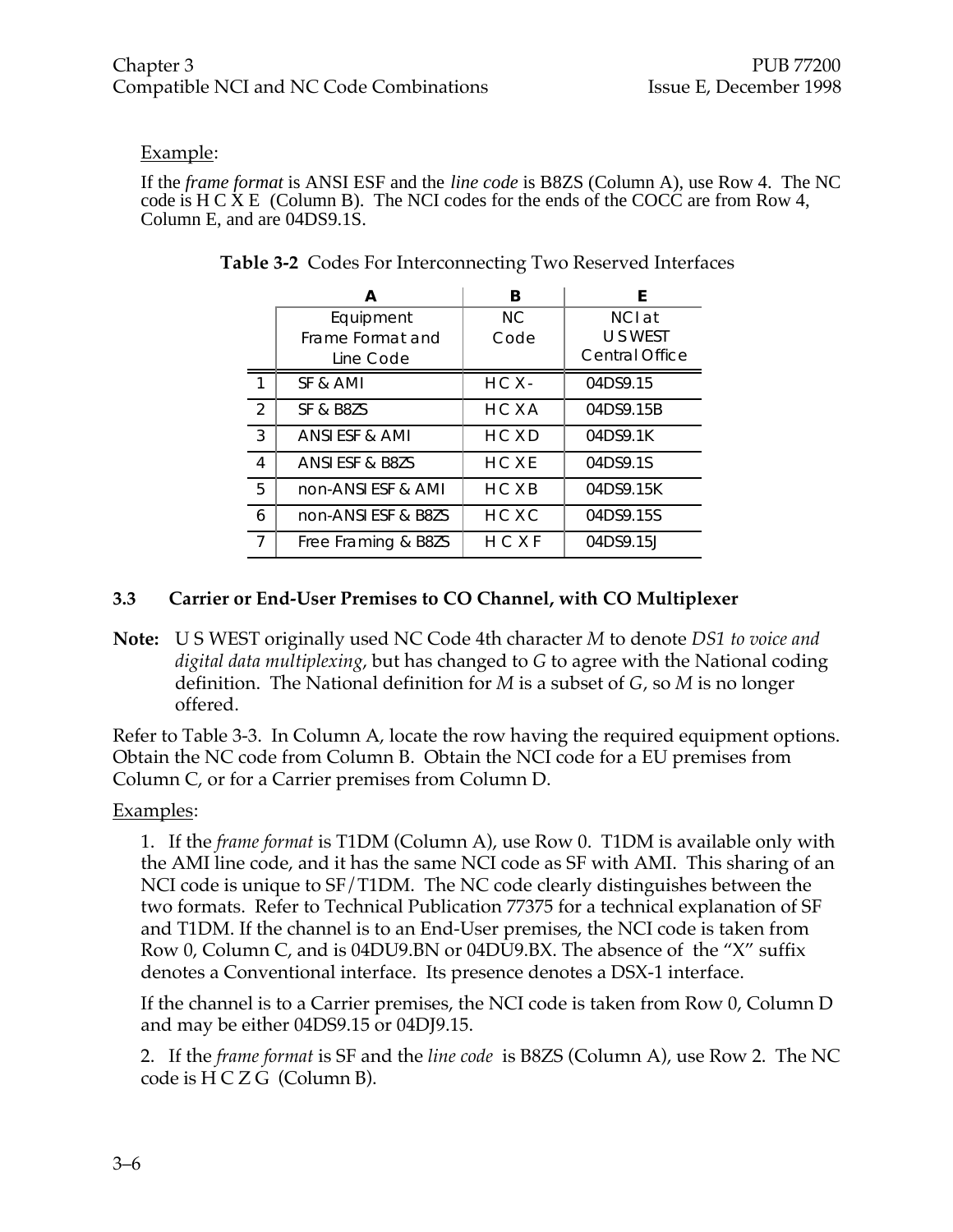Example:

If the *frame format* is ANSI ESF and the *line code* is B8ZS (Column A), use Row 4. The NC code is H C X E (Column B). The NCI codes for the ends of the COCC are from Row 4, Column E, and are 04DS9.1S.

**Table 3-2** Codes For Interconnecting Two Reserved Interfaces

| | A | B | E |
|---|---|---|---|
| | Equipment Frame Format and Line Code | NC Code | NCI at U S WEST Central Office |
| 1 | SF & AMI | H C X - | 04DS9.15 |
| 2 | SF & B8ZS | H C X A | 04DS9.15B |
| 3 | ANSI ESF & AMI | H C X D | 04DS9.1K |
| 4 | ANSI ESF & B8ZS | H C X E | 04DS9.1S |
| 5 | non-ANSI ESF & AMI | H C X B | 04DS9.15K |
| 6 | non-ANSI ESF & B8ZS | H C X C | 04DS9.15S |
| 7 | Free Framing & B8ZS | H C X F | 04DS9.15J |

### 3.3 Carrier or End-User Premises to CO Channel, with CO Multiplexer

**Note:** U S WEST originally used NC Code 4th character *M* to denote *DS1 to voice and digital data multiplexing*, but has changed to *G* to agree with the National coding definition. The National definition for *M* is a subset of *G*, so *M* is no longer offered.

Refer to Table 3-3. In Column A, locate the row having the required equipment options. Obtain the NC code from Column B. Obtain the NCI code for a EU premises from Column C, or for a Carrier premises from Column D.

Examples:

1. If the *frame format* is T1DM (Column A), use Row 0. T1DM is available only with the AMI line code, and it has the same NCI code as SF with AMI. This sharing of an NCI code is unique to SF/T1DM. The NC code clearly distinguishes between the two formats. Refer to Technical Publication 77375 for a technical explanation of SF and T1DM. If the channel is to an End-User premises, the NCI code is taken from Row 0, Column C, and is 04DU9.BN or 04DU9.BX. The absence of the "X" suffix denotes a Conventional interface. Its presence denotes a DSX-1 interface.

If the channel is to a Carrier premises, the NCI code is taken from Row 0, Column D and may be either 04DS9.15 or 04DJ9.15.

2. If the *frame format* is SF and the *line code* is B8ZS (Column A), use Row 2. The NC code is H C Z G (Column B).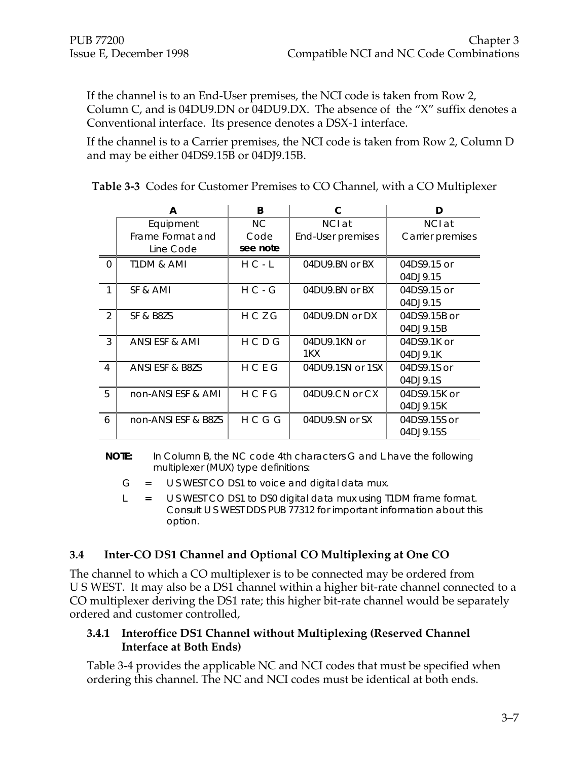If the channel is to an End-User premises, the NCI code is taken from Row 2, Column C, and is 04DU9.DN or 04DU9.DX. The absence of the “X” suffix denotes a Conventional interface. Its presence denotes a DSX-1 interface.

If the channel is to a Carrier premises, the NCI code is taken from Row 2, Column D and may be either 04DS9.15B or 04DJ9.15B.

**Table 3-3** Codes for Customer Premises to CO Channel, with a CO Multiplexer

| | A | B | C | D |
|---|---|---|---|---|
| | Equipment Frame Format and Line Code | NC Code **see note** | NCI at End-User premises | NCI at Carrier premises |
| 0 | T1DM & AMI | H C - L | 04DU9.BN or BX | 04DS9.15 or 04DJ9.15 |
| 1 | SF & AMI | H C - G | 04DU9.BN or BX | 04DS9.15 or 04DJ9.15 |
| 2 | SF & B8ZS | H C Z G | 04DU9.DN or DX | 04DS9.15B or 04DJ9.15B |
| 3 | ANSI ESF & AMI | H C D G | 04DU9.1KN or 1KX | 04DS9.1K or 04DJ9.1K |
| 4 | ANSI ESF & B8ZS | H C E G | 04DU9.1SN or 1SX | 04DS9.1S or 04DJ9.1S |
| 5 | non-ANSI ESF & AMI | H C F G | 04DU9.CN or CX | 04DS9.15K or 04DJ9.15K |
| 6 | non-ANSI ESF & B8ZS | H C G G | 04DU9.SN or SX | 04DS9.15S or 04DJ9.15S |

**NOTE:** In Column B, the NC code 4th characters G and L have the following multiplexer (MUX) type definitions:

G = U S WEST CO DS1 to voice and digital data mux.

L = U S WEST CO DS1 to DS0 digital data mux using T1DM frame format. Consult U S WEST DDS PUB 77312 for important information about this option.

## 3.4 Inter-CO DS1 Channel and Optional CO Multiplexing at One CO

The channel to which a CO multiplexer is to be connected may be ordered from U S WEST. It may also be a DS1 channel within a higher bit-rate channel connected to a CO multiplexer deriving the DS1 rate; this higher bit-rate channel would be separately ordered and customer controlled,

### 3.4.1 Interoffice DS1 Channel without Multiplexing (Reserved Channel Interface at Both Ends)

Table 3-4 provides the applicable NC and NCI codes that must be specified when ordering this channel. The NC and NCI codes must be identical at both ends.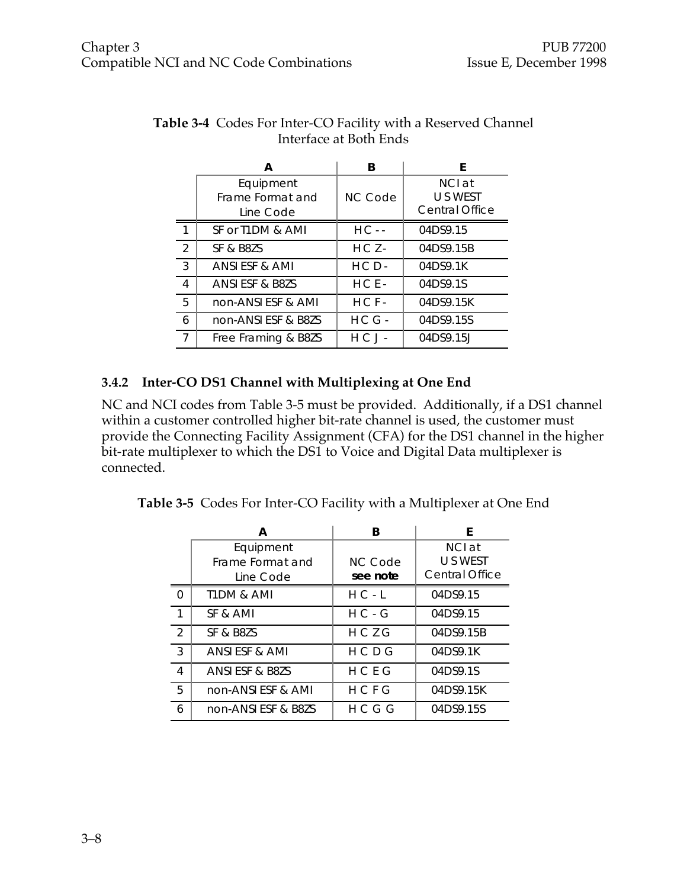**Table 3-4** Codes For Inter-CO Facility with a Reserved Channel Interface at Both Ends

| | A | B | E |
|---|---|---|---|
| | Equipment Frame Format and Line Code | NC Code | NCI at U S WEST Central Office |
| 1 | SF or T1DM & AMI | H C - - | 04DS9.15 |
| 2 | SF & B8ZS | H C Z- | 04DS9.15B |
| 3 | ANSI ESF & AMI | H C D - | 04DS9.1K |
| 4 | ANSI ESF & B8ZS | H C E - | 04DS9.1S |
| 5 | non-ANSI ESF & AMI | H C F - | 04DS9.15K |
| 6 | non-ANSI ESF & B8ZS | H C G - | 04DS9.15S |
| 7 | Free Framing & B8ZS | H C J - | 04DS9.15J |

### 3.4.2 Inter-CO DS1 Channel with Multiplexing at One End

NC and NCI codes from Table 3-5 must be provided. Additionally, if a DS1 channel within a customer controlled higher bit-rate channel is used, the customer must provide the Connecting Facility Assignment (CFA) for the DS1 channel in the higher bit-rate multiplexer to which the DS1 to Voice and Digital Data multiplexer is connected.

**Table 3-5** Codes For Inter-CO Facility with a Multiplexer at One End

| | A | B | E |
|---|---|---|---|
| | Equipment Frame Format and Line Code | NC Code **see note** | NCI at U S WEST Central Office |
| 0 | T1DM & AMI | H C - L | 04DS9.15 |
| 1 | SF & AMI | H C - G | 04DS9.15 |
| 2 | SF & B8ZS | H C Z G | 04DS9.15B |
| 3 | ANSI ESF & AMI | H C D G | 04DS9.1K |
| 4 | ANSI ESF & B8ZS | H C E G | 04DS9.1S |
| 5 | non-ANSI ESF & AMI | H C F G | 04DS9.15K |
| 6 | non-ANSI ESF & B8ZS | H C G G | 04DS9.15S |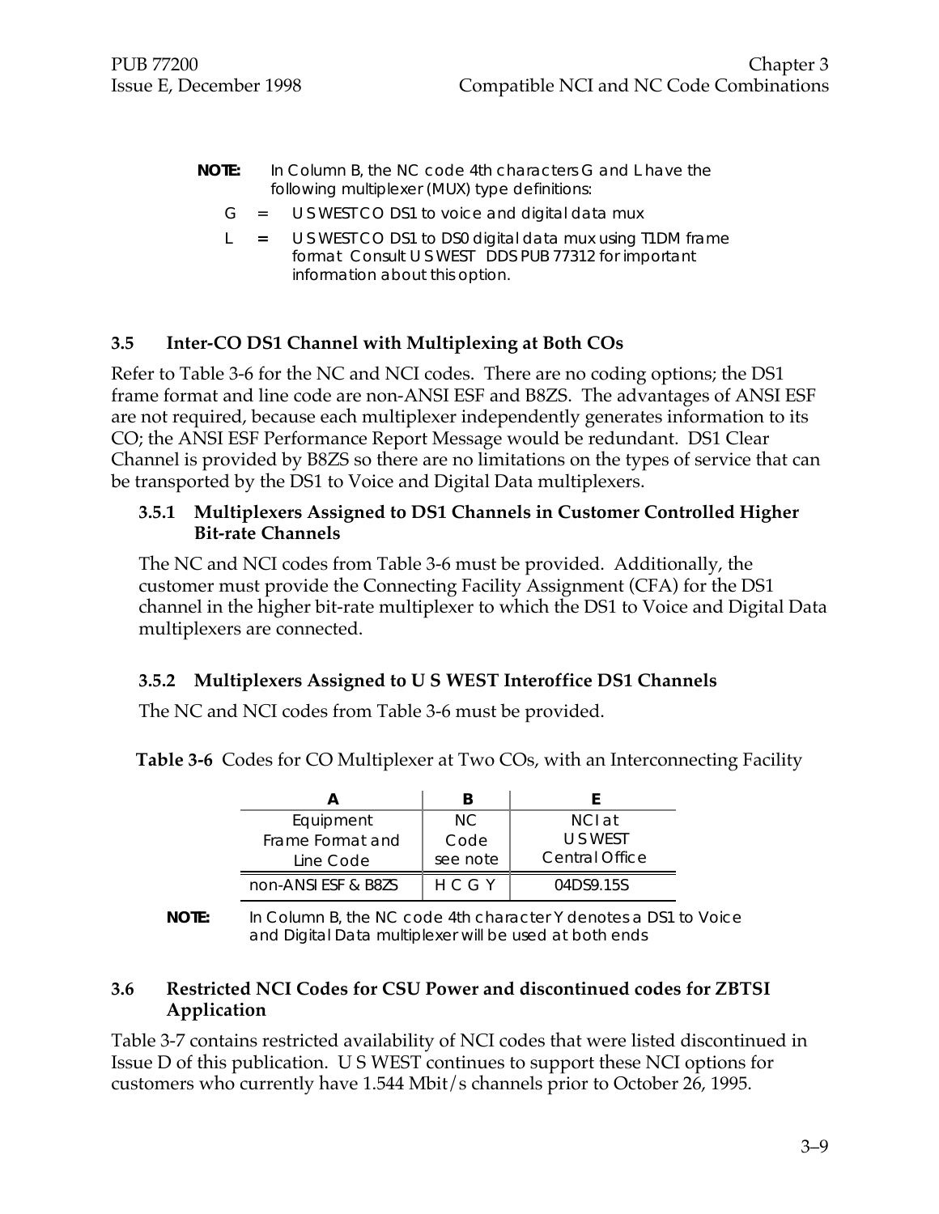**NOTE:** In Column B, the NC code 4th characters G and L have the following multiplexer (MUX) type definitions:

G = U S WEST CO DS1 to voice and digital data mux

L = U S WEST CO DS1 to DS0 digital data mux using T1DM frame format Consult U S WEST DDS PUB 77312 for important information about this option.

## 3.5 Inter-CO DS1 Channel with Multiplexing at Both COs

Refer to Table 3-6 for the NC and NCI codes. There are no coding options; the DS1 frame format and line code are non-ANSI ESF and B8ZS. The advantages of ANSI ESF are not required, because each multiplexer independently generates information to its CO; the ANSI ESF Performance Report Message would be redundant. DS1 Clear Channel is provided by B8ZS so there are no limitations on the types of service that can be transported by the DS1 to Voice and Digital Data multiplexers.

### 3.5.1 Multiplexers Assigned to DS1 Channels in Customer Controlled Higher Bit-rate Channels

The NC and NCI codes from Table 3-6 must be provided. Additionally, the customer must provide the Connecting Facility Assignment (CFA) for the DS1 channel in the higher bit-rate multiplexer to which the DS1 to Voice and Digital Data multiplexers are connected.

### 3.5.2 Multiplexers Assigned to U S WEST Interoffice DS1 Channels

The NC and NCI codes from Table 3-6 must be provided.

**Table 3-6** Codes for CO Multiplexer at Two COs, with an Interconnecting Facility

| A | B | E |
|---|---|---|
| Equipment Frame Format and Line Code | NC Code see note | NCI at U S WEST Central Office |
| non-ANSI ESF & B8ZS | H C G Y | 04DS9.15S |

**NOTE:** In Column B, the NC code 4th character Y denotes a DS1 to Voice and Digital Data multiplexer will be used at both ends

## 3.6 Restricted NCI Codes for CSU Power and discontinued codes for ZBTSI Application

Table 3-7 contains restricted availability of NCI codes that were listed discontinued in Issue D of this publication. U S WEST continues to support these NCI options for customers who currently have 1.544 Mbit/s channels prior to October 26, 1995.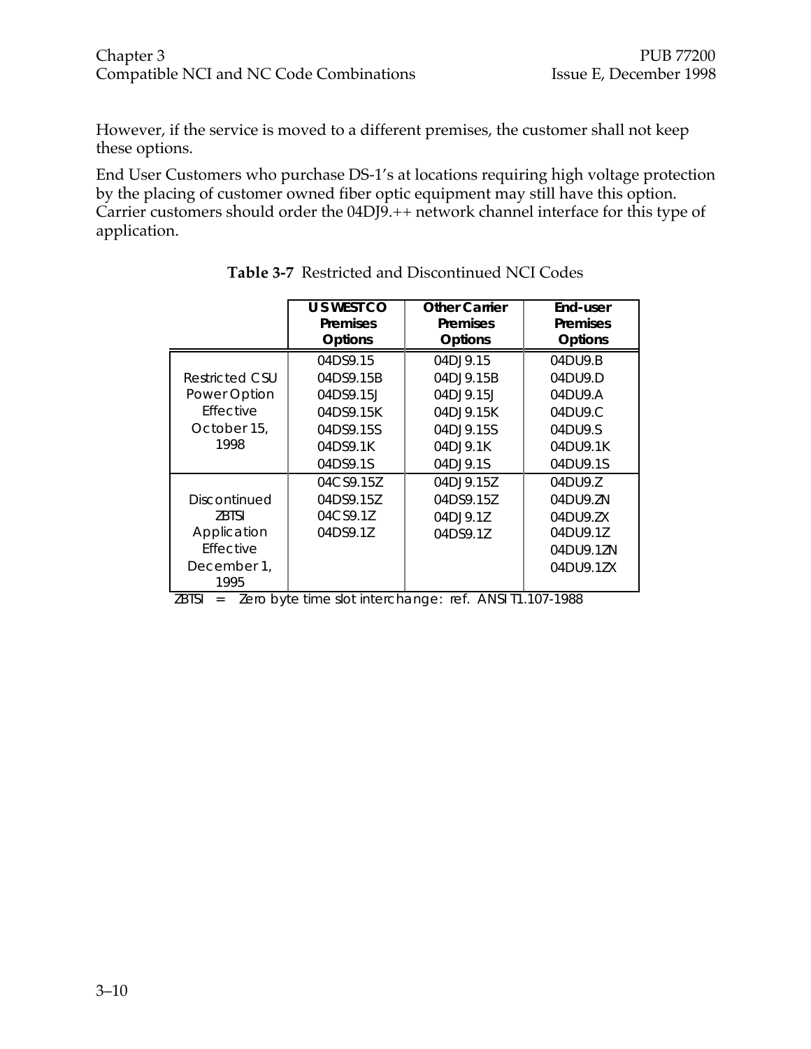However, if the service is moved to a different premises, the customer shall not keep these options.

End User Customers who purchase DS-1's at locations requiring high voltage protection by the placing of customer owned fiber optic equipment may still have this option. Carrier customers should order the 04DJ9.++ network channel interface for this type of application.

**Table 3-7** Restricted and Discontinued NCI Codes

| | U S WEST CO Premises Options | Other Carrier Premises Options | End-user Premises Options |
|---|---|---|---|
| Restricted CSU Power Option Effective October 15, 1998 | 04DS9.15<br>04DS9.15B<br>04DS9.15J<br>04DS9.15K<br>04DS9.15S<br>04DS9.1K<br>04DS9.1S | 04DJ9.15<br>04DJ9.15B<br>04DJ9.15J<br>04DJ9.15K<br>04DJ9.15S<br>04DJ9.1K<br>04DJ9.1S | 04DU9.B<br>04DU9.D<br>04DU9.A<br>04DU9.C<br>04DU9.S<br>04DU9.1K<br>04DU9.1S |
| Discontinued ZBTSI Application Effective December 1, 1995 | 04CS9.15Z<br>04DS9.15Z<br>04CS9.1Z<br>04DS9.1Z | 04DJ9.15Z<br>04DS9.15Z<br>04DJ9.1Z<br>04DS9.1Z | 04DU9.Z<br>04DU9.ZN<br>04DU9.ZX<br>04DU9.1Z<br>04DU9.1ZN<br>04DU9.1ZX |

ZBTSI = Zero byte time slot interchange: ref. ANSI T1.107-1988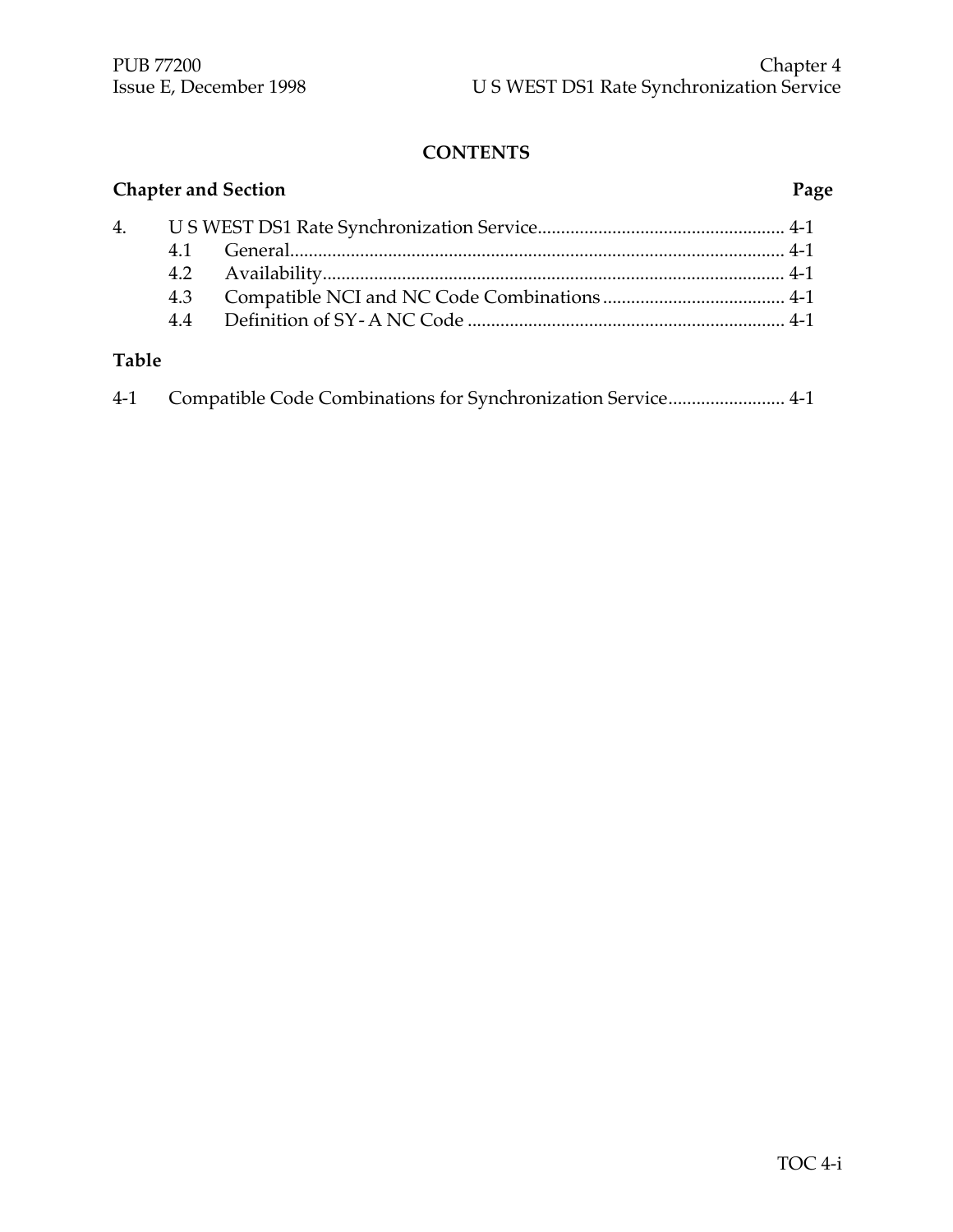# CONTENTS

| Chapter and Section | | Page |
|---|---|---|
| 4. | U S WEST DS1 Rate Synchronization Service | 4-1 |
| 4.1 | General | 4-1 |
| 4.2 | Availability | 4-1 |
| 4.3 | Compatible NCI and NC Code Combinations | 4-1 |
| 4.4 | Definition of SY- A NC Code | 4-1 |

**Table**

| | | |
|---|---|---|
| 4-1 | Compatible Code Combinations for Synchronization Service | 4-1 |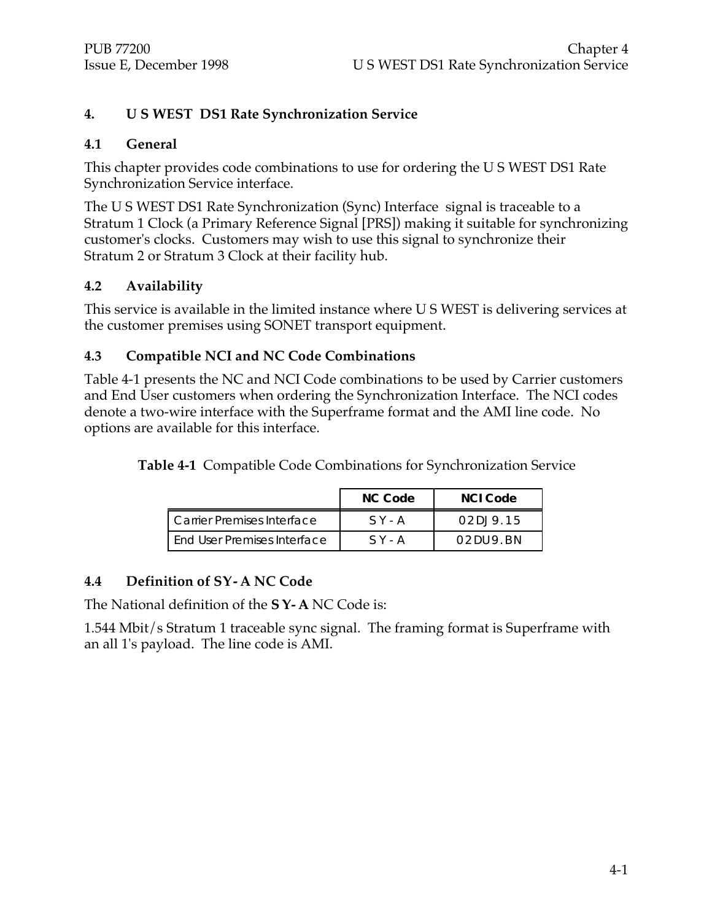# 4. U S WEST DS1 Rate Synchronization Service

## 4.1 General

This chapter provides code combinations to use for ordering the U S WEST DS1 Rate Synchronization Service interface.

The U S WEST DS1 Rate Synchronization (Sync) Interface signal is traceable to a Stratum 1 Clock (a Primary Reference Signal [PRS]) making it suitable for synchronizing customer's clocks. Customers may wish to use this signal to synchronize their Stratum 2 or Stratum 3 Clock at their facility hub.

## 4.2 Availability

This service is available in the limited instance where U S WEST is delivering services at the customer premises using SONET transport equipment.

## 4.3 Compatible NCI and NC Code Combinations

Table 4-1 presents the NC and NCI Code combinations to be used by Carrier customers and End User customers when ordering the Synchronization Interface. The NCI codes denote a two-wire interface with the Superframe format and the AMI line code. No options are available for this interface.

**Table 4-1** Compatible Code Combinations for Synchronization Service

| | NC Code | NCI Code |
|---|---|---|
| Carrier Premises Interface | SY-A | 02DJ9.15 |
| End User Premises Interface | SY-A | 02DU9.BN |

## 4.4 Definition of SY- A NC Code

The National definition of the **SY- A** NC Code is:

1.544 Mbit/s Stratum 1 traceable sync signal. The framing format is Superframe with an all 1's payload. The line code is AMI.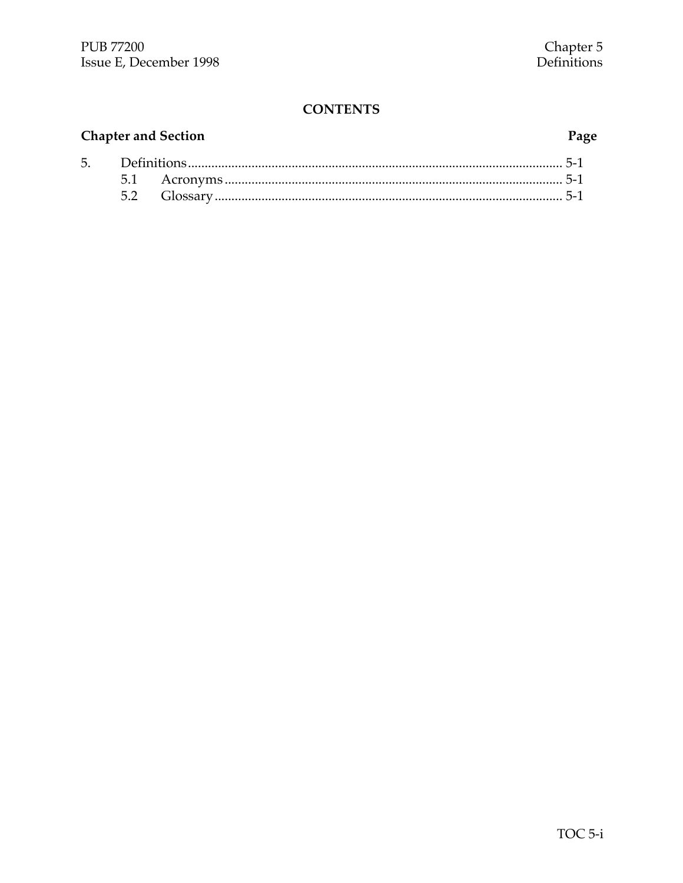# CONTENTS

| Chapter and Section | | Page |
|---|---|---|
| 5. | Definitions | 5-1 |
| 5.1 | Acronyms | 5-1 |
| 5.2 | Glossary | 5-1 |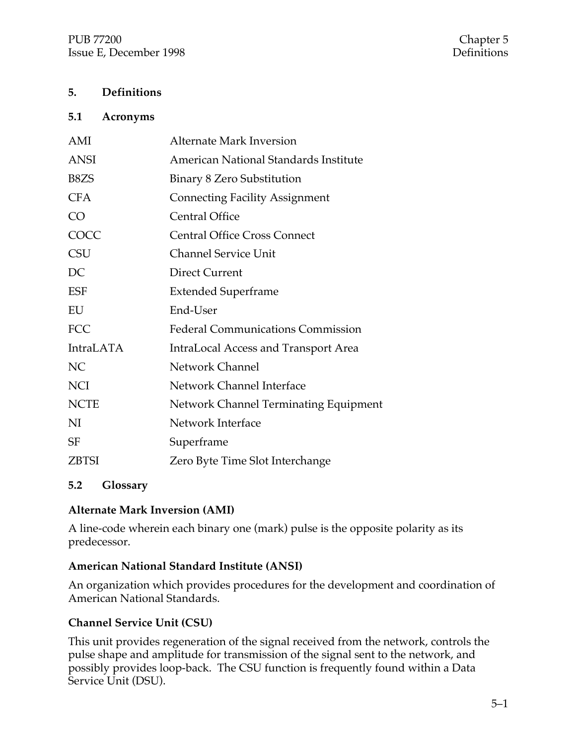# 5. Definitions

## 5.1 Acronyms

| | |
|---|---|
| AMI | Alternate Mark Inversion |
| ANSI | American National Standards Institute |
| B8ZS | Binary 8 Zero Substitution |
| CFA | Connecting Facility Assignment |
| CO | Central Office |
| COCC | Central Office Cross Connect |
| CSU | Channel Service Unit |
| DC | Direct Current |
| ESF | Extended Superframe |
| EU | End-User |
| FCC | Federal Communications Commission |
| IntraLATA | IntraLocal Access and Transport Area |
| NC | Network Channel |
| NCI | Network Channel Interface |
| NCTE | Network Channel Terminating Equipment |
| NI | Network Interface |
| SF | Superframe |
| ZBTSI | Zero Byte Time Slot Interchange |

## 5.2 Glossary

**Alternate Mark Inversion (AMI)**

A line-code wherein each binary one (mark) pulse is the opposite polarity as its predecessor.

**American National Standard Institute (ANSI)**

An organization which provides procedures for the development and coordination of American National Standards.

**Channel Service Unit (CSU)**

This unit provides regeneration of the signal received from the network, controls the pulse shape and amplitude for transmission of the signal sent to the network, and possibly provides loop-back. The CSU function is frequently found within a Data Service Unit (DSU).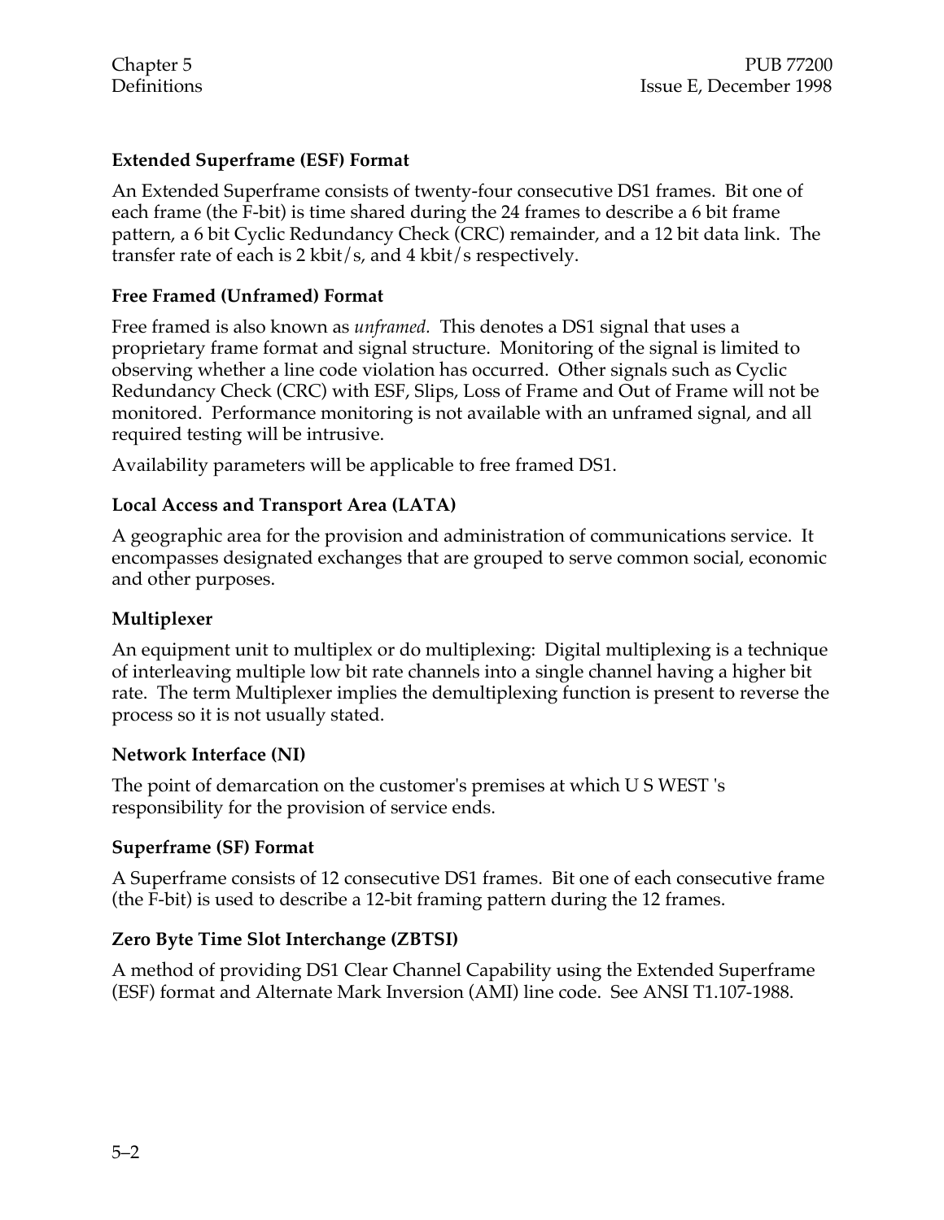### Extended Superframe (ESF) Format

An Extended Superframe consists of twenty-four consecutive DS1 frames. Bit one of each frame (the F-bit) is time shared during the 24 frames to describe a 6 bit frame pattern, a 6 bit Cyclic Redundancy Check (CRC) remainder, and a 12 bit data link. The transfer rate of each is 2 kbit/s, and 4 kbit/s respectively.

### Free Framed (Unframed) Format

Free framed is also known as *unframed.* This denotes a DS1 signal that uses a proprietary frame format and signal structure. Monitoring of the signal is limited to observing whether a line code violation has occurred. Other signals such as Cyclic Redundancy Check (CRC) with ESF, Slips, Loss of Frame and Out of Frame will not be monitored. Performance monitoring is not available with an unframed signal, and all required testing will be intrusive.

Availability parameters will be applicable to free framed DS1.

### Local Access and Transport Area (LATA)

A geographic area for the provision and administration of communications service. It encompasses designated exchanges that are grouped to serve common social, economic and other purposes.

### Multiplexer

An equipment unit to multiplex or do multiplexing: Digital multiplexing is a technique of interleaving multiple low bit rate channels into a single channel having a higher bit rate. The term Multiplexer implies the demultiplexing function is present to reverse the process so it is not usually stated.

### Network Interface (NI)

The point of demarcation on the customer's premises at which U S WEST 's responsibility for the provision of service ends.

### Superframe (SF) Format

A Superframe consists of 12 consecutive DS1 frames. Bit one of each consecutive frame (the F-bit) is used to describe a 12-bit framing pattern during the 12 frames.

### Zero Byte Time Slot Interchange (ZBTSI)

A method of providing DS1 Clear Channel Capability using the Extended Superframe (ESF) format and Alternate Mark Inversion (AMI) line code. See ANSI T1.107-1988.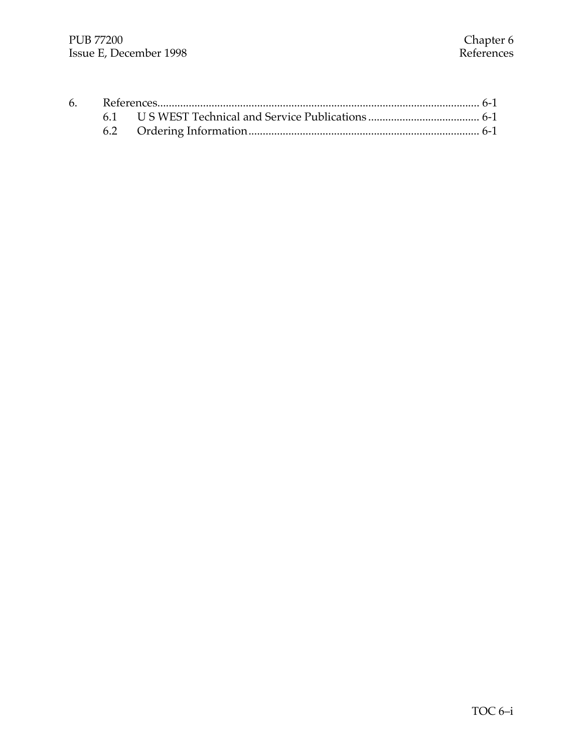6. References ........................................................................................................ 6-1
   6.1 U S WEST Technical and Service Publications ........................................ 6-1
   6.2 Ordering Information .................................................................................. 6-1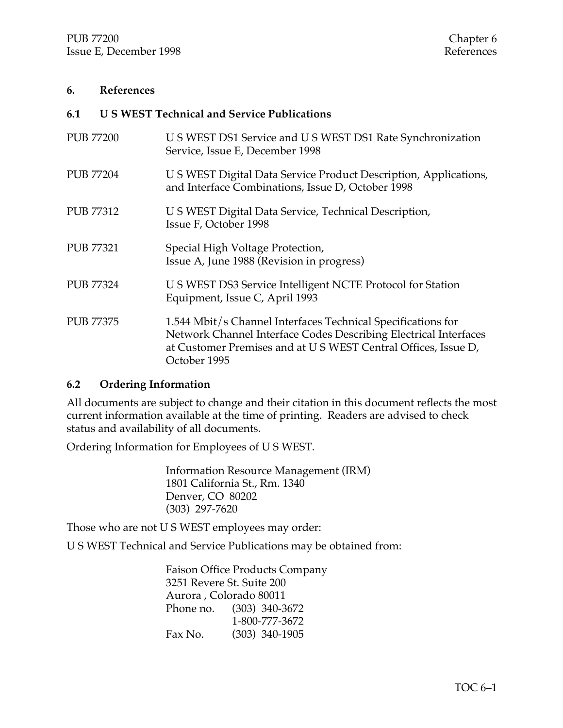# 6. References

## 6.1 U S WEST Technical and Service Publications

| | |
|---|---|
| PUB 77200 | U S WEST DS1 Service and U S WEST DS1 Rate Synchronization Service, Issue E, December 1998 |
| PUB 77204 | U S WEST Digital Data Service Product Description, Applications, and Interface Combinations, Issue D, October 1998 |
| PUB 77312 | U S WEST Digital Data Service, Technical Description, Issue F, October 1998 |
| PUB 77321 | Special High Voltage Protection, Issue A, June 1988 (Revision in progress) |
| PUB 77324 | U S WEST DS3 Service Intelligent NCTE Protocol for Station Equipment, Issue C, April 1993 |
| PUB 77375 | 1.544 Mbit/s Channel Interfaces Technical Specifications for Network Channel Interface Codes Describing Electrical Interfaces at Customer Premises and at U S WEST Central Offices, Issue D, October 1995 |

## 6.2 Ordering Information

All documents are subject to change and their citation in this document reflects the most current information available at the time of printing. Readers are advised to check status and availability of all documents.

Ordering Information for Employees of U S WEST.

Information Resource Management (IRM)
1801 California St., Rm. 1340
Denver, CO 80202
(303) 297-7620

Those who are not U S WEST employees may order:

U S WEST Technical and Service Publications may be obtained from:

Faison Office Products Company
3251 Revere St. Suite 200
Aurora , Colorado 80011
Phone no. (303) 340-3672
1-800-777-3672
Fax No. (303) 340-1905